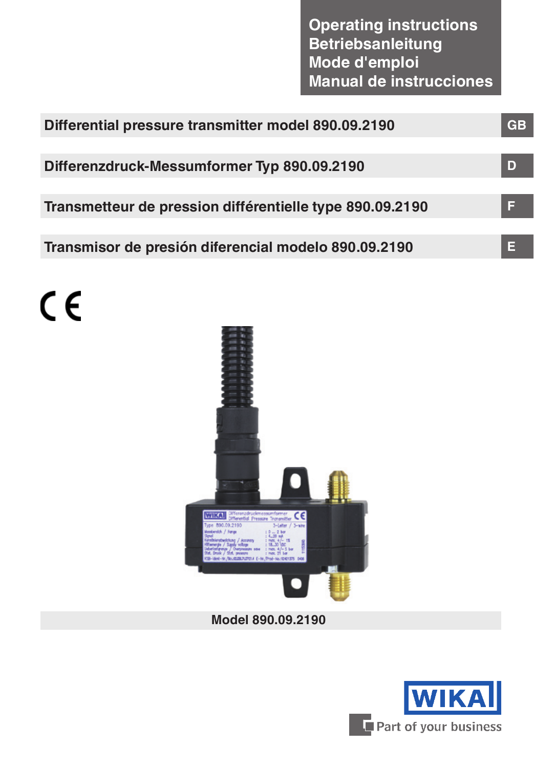**Operating instructions**
**Betriebsanleitung**
**Mode d'emploi**
**Manual de instrucciones**

## Differential pressure transmitter model 890.09.2190 — GB

## Differenzdruck-Messumformer Typ 890.09.2190 — D

## Transmetteur de pression différentielle type 890.09.2190 — F

## Transmisor de presión diferencial modelo 890.09.2190 — E

Model 890.09.2190

WIKA
Part of your business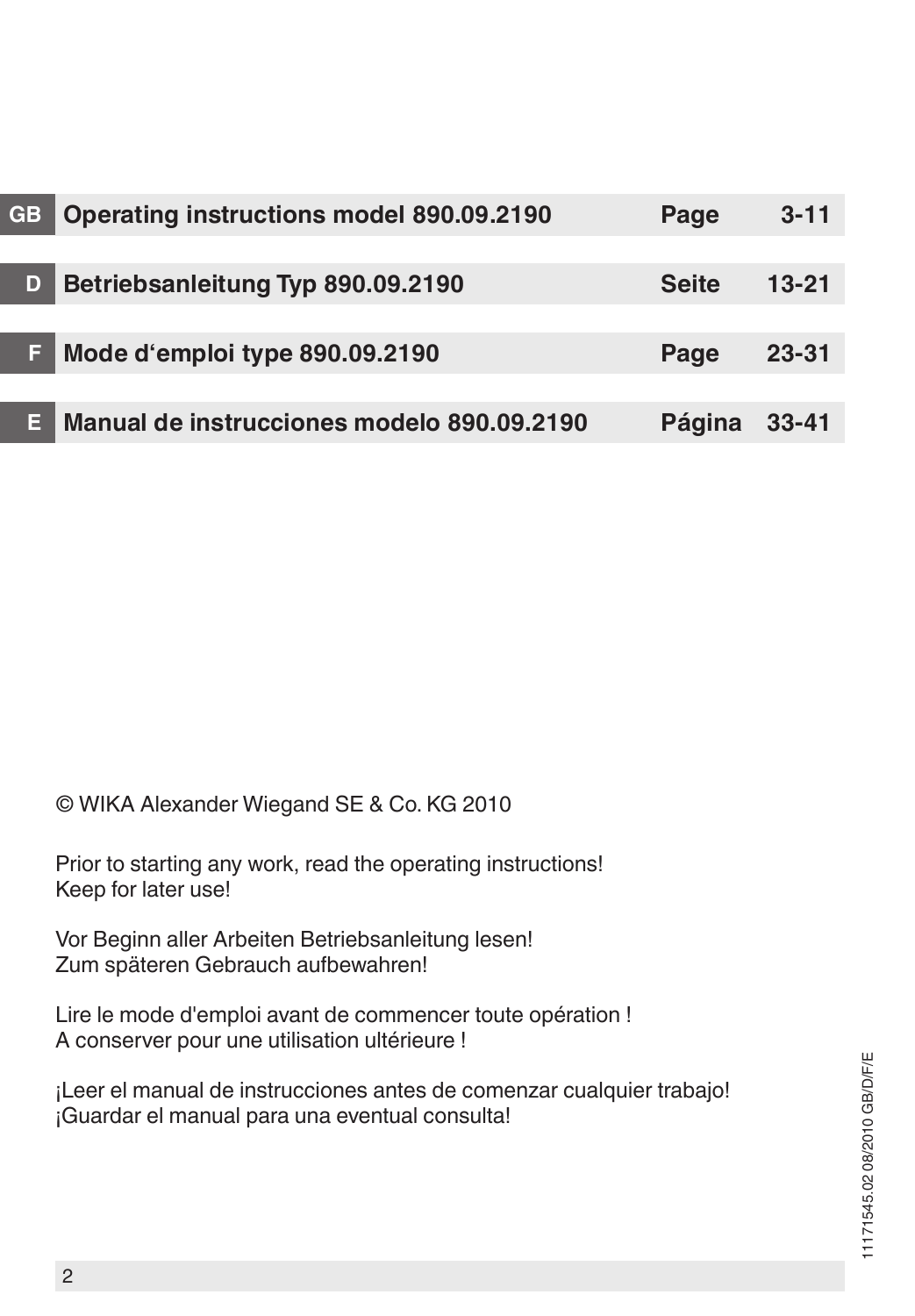| | | | |
|---|---|---|---|
| **GB** | **Operating instructions model 890.09.2190** | **Page** | **3-11** |
| **D** | **Betriebsanleitung Typ 890.09.2190** | **Seite** | **13-21** |
| **F** | **Mode d‘emploi type 890.09.2190** | **Page** | **23-31** |
| **E** | **Manual de instrucciones modelo 890.09.2190** | **Página** | **33-41** |

© WIKA Alexander Wiegand SE & Co. KG 2010

Prior to starting any work, read the operating instructions!
Keep for later use!

Vor Beginn aller Arbeiten Betriebsanleitung lesen!
Zum späteren Gebrauch aufbewahren!

Lire le mode d'emploi avant de commencer toute opération !
A conserver pour une utilisation ultérieure !

¡Leer el manual de instrucciones antes de comenzar cualquier trabajo!
¡Guardar el manual para una eventual consulta!

11171545.02 08/2010 GB/D/F/E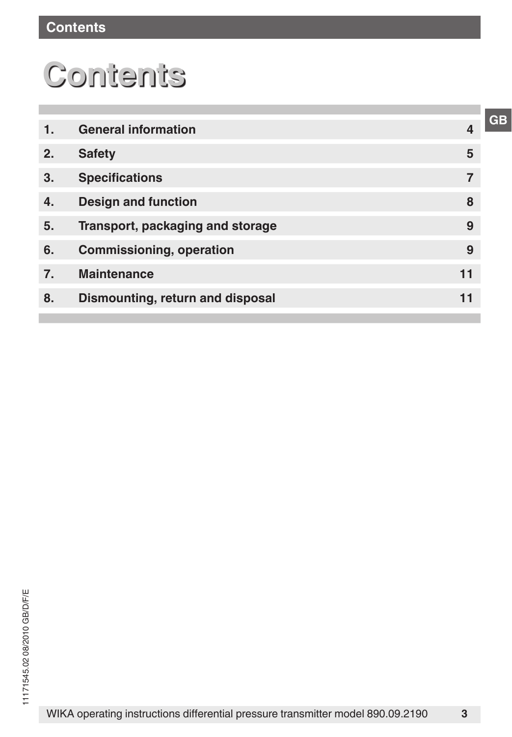# Contents

| | | |
|---|---|---|
| 1. | General information | 4 |
| 2. | Safety | 5 |
| 3. | Specifications | 7 |
| 4. | Design and function | 8 |
| 5. | Transport, packaging and storage | 9 |
| 6. | Commissioning, operation | 9 |
| 7. | Maintenance | 11 |
| 8. | Dismounting, return and disposal | 11 |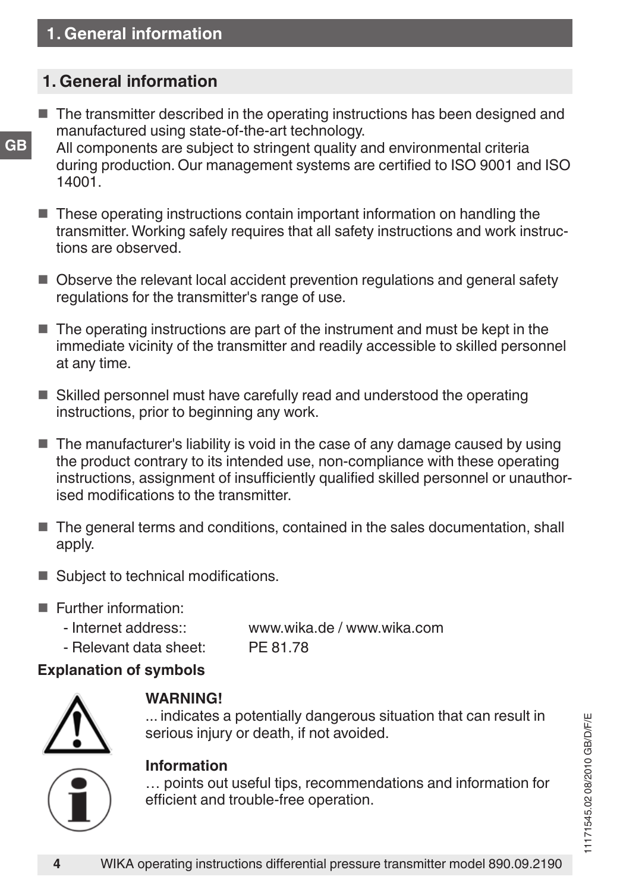## 1. General information

- The transmitter described in the operating instructions has been designed and manufactured using state-of-the-art technology.
  All components are subject to stringent quality and environmental criteria during production. Our management systems are certified to ISO 9001 and ISO 14001.
- These operating instructions contain important information on handling the transmitter. Working safely requires that all safety instructions and work instructions are observed.
- Observe the relevant local accident prevention regulations and general safety regulations for the transmitter's range of use.
- The operating instructions are part of the instrument and must be kept in the immediate vicinity of the transmitter and readily accessible to skilled personnel at any time.
- Skilled personnel must have carefully read and understood the operating instructions, prior to beginning any work.
- The manufacturer's liability is void in the case of any damage caused by using the product contrary to its intended use, non-compliance with these operating instructions, assignment of insufficiently qualified skilled personnel or unauthorised modifications to the transmitter.
- The general terms and conditions, contained in the sales documentation, shall apply.
- Subject to technical modifications.
- Further information:
  - Internet address:: www.wika.de / www.wika.com
  - Relevant data sheet: PE 81.78

**Explanation of symbols**

**WARNING!**
... indicates a potentially dangerous situation that can result in serious injury or death, if not avoided.

**Information**
… points out useful tips, recommendations and information for efficient and trouble-free operation.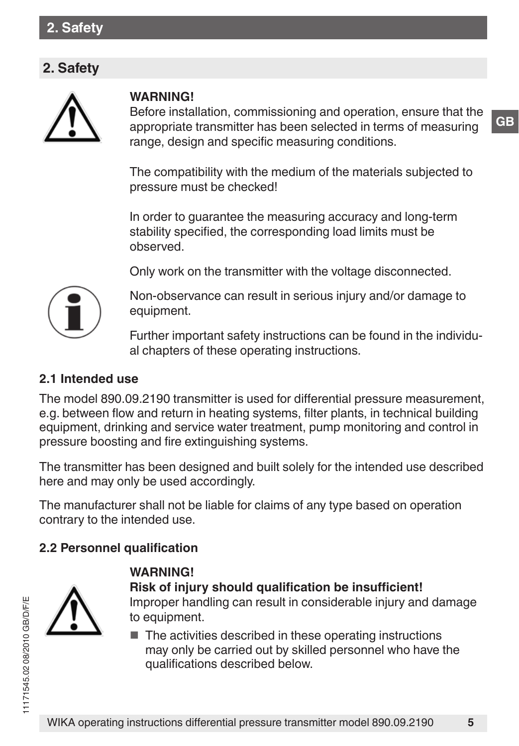## 2. Safety

**WARNING!**
Before installation, commissioning and operation, ensure that the appropriate transmitter has been selected in terms of measuring range, design and specific measuring conditions.

The compatibility with the medium of the materials subjected to pressure must be checked!

In order to guarantee the measuring accuracy and long-term stability specified, the corresponding load limits must be observed.

Only work on the transmitter with the voltage disconnected.

Non-observance can result in serious injury and/or damage to equipment.

Further important safety instructions can be found in the individual chapters of these operating instructions.

### 2.1 Intended use

The model 890.09.2190 transmitter is used for differential pressure measurement, e.g. between flow and return in heating systems, filter plants, in technical building equipment, drinking and service water treatment, pump monitoring and control in pressure boosting and fire extinguishing systems.

The transmitter has been designed and built solely for the intended use described here and may only be used accordingly.

The manufacturer shall not be liable for claims of any type based on operation contrary to the intended use.

### 2.2 Personnel qualification

**WARNING!**
**Risk of injury should qualification be insufficient!**
Improper handling can result in considerable injury and damage to equipment.

- The activities described in these operating instructions may only be carried out by skilled personnel who have the qualifications described below.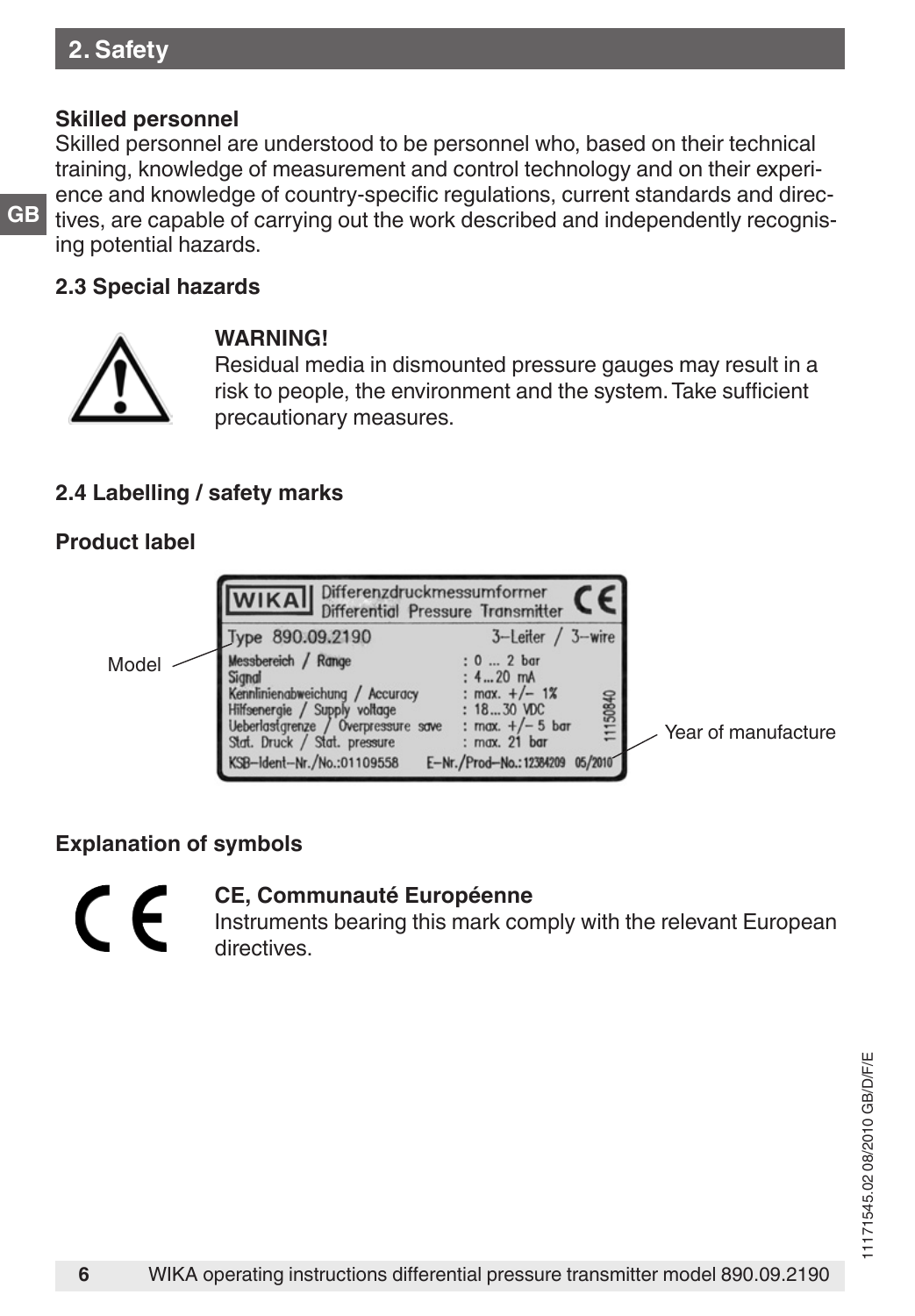## 2. Safety

**Skilled personnel**
Skilled personnel are understood to be personnel who, based on their technical training, knowledge of measurement and control technology and on their experience and knowledge of country-specific regulations, current standards and directives, are capable of carrying out the work described and independently recognising potential hazards.

### 2.3 Special hazards

**WARNING!**
Residual media in dismounted pressure gauges may result in a risk to people, the environment and the system. Take sufficient precautionary measures.

### 2.4 Labelling / safety marks

**Product label**

WIKA Differenzdruckmessumformer / Differential Pressure Transmitter CE

Type 890.09.2190 — 3-Leiter / 3-wire

| | |
|---|---|
| Messbereich / Range | : 0 ... 2 bar |
| Signal | : 4...20 mA |
| Kennlinienabweichung / Accuracy | : max. +/- 1% |
| Hilfsenergie / Supply voltage | : 18...30 VDC |
| Ueberlastgrenze / Overpressure save | : max. +/- 5 bar |
| Stat. Druck / Stat. pressure | : max. 21 bar |

KSB-Ident-Nr./No.:01109558 E-Nr./Prod-No.: 12384209 05/2010

11150840

Model

Year of manufacture

**Explanation of symbols**

**CE, Communauté Européenne**
Instruments bearing this mark comply with the relevant European directives.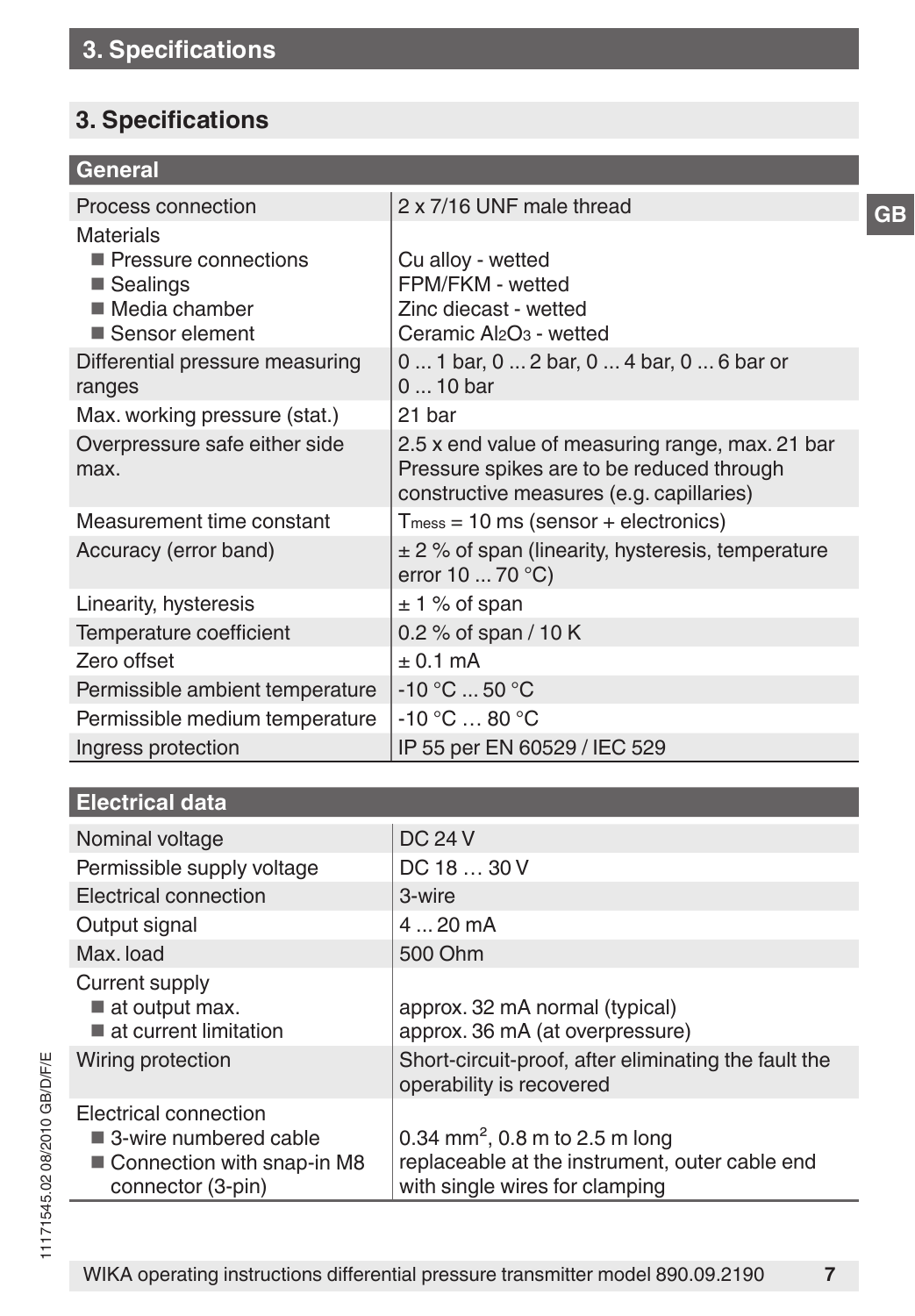## 3. Specifications

| General | |
|---|---|
| Process connection | 2 x 7/16 UNF male thread |
| Materials<br>■ Pressure connections<br>■ Sealings<br>■ Media chamber<br>■ Sensor element | <br>Cu alloy - wetted<br>FPM/FKM - wetted<br>Zinc diecast - wetted<br>Ceramic $Al_2O_3$ - wetted |
| Differential pressure measuring ranges | 0 ... 1 bar, 0 ... 2 bar, 0 ... 4 bar, 0 ... 6 bar or 0 ... 10 bar |
| Max. working pressure (stat.) | 21 bar |
| Overpressure safe either side max. | 2.5 x end value of measuring range, max. 21 bar<br>Pressure spikes are to be reduced through constructive measures (e.g. capillaries) |
| Measurement time constant | $T_{mess}$ = 10 ms (sensor + electronics) |
| Accuracy (error band) | ± 2 % of span (linearity, hysteresis, temperature error 10 ... 70 °C) |
| Linearity, hysteresis | ± 1 % of span |
| Temperature coefficient | 0.2 % of span / 10 K |
| Zero offset | ± 0.1 mA |
| Permissible ambient temperature | -10 °C ... 50 °C |
| Permissible medium temperature | -10 °C … 80 °C |
| Ingress protection | IP 55 per EN 60529 / IEC 529 |

| Electrical data | |
|---|---|
| Nominal voltage | DC 24 V |
| Permissible supply voltage | DC 18 … 30 V |
| Electrical connection | 3-wire |
| Output signal | 4 ... 20 mA |
| Max. load | 500 Ohm |
| Current supply<br>■ at output max.<br>■ at current limitation | <br>approx. 32 mA normal (typical)<br>approx. 36 mA (at overpressure) |
| Wiring protection | Short-circuit-proof, after eliminating the fault the operability is recovered |
| Electrical connection<br>■ 3-wire numbered cable<br>■ Connection with snap-in M8 connector (3-pin) | <br>0.34 mm$^2$, 0.8 m to 2.5 m long<br>replaceable at the instrument, outer cable end with single wires for clamping |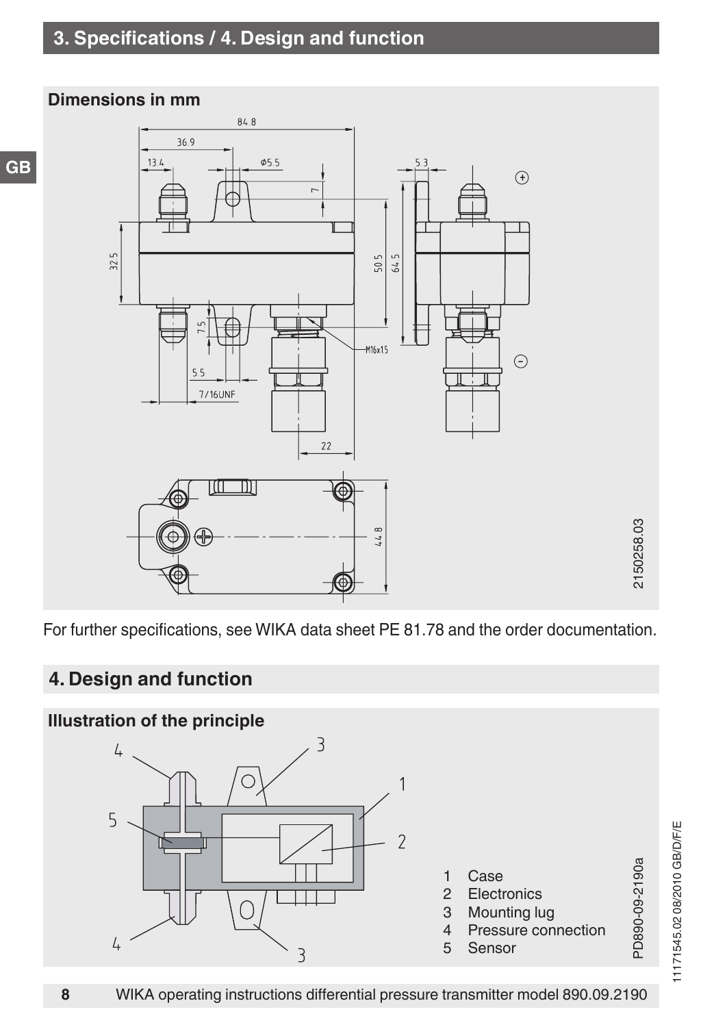## 3. Specifications / 4. Design and function

**Dimensions in mm**

For further specifications, see WIKA data sheet PE 81.78 and the order documentation.

## 4. Design and function

**Illustration of the principle**

1 Case
2 Electronics
3 Mounting lug
4 Pressure connection
5 Sensor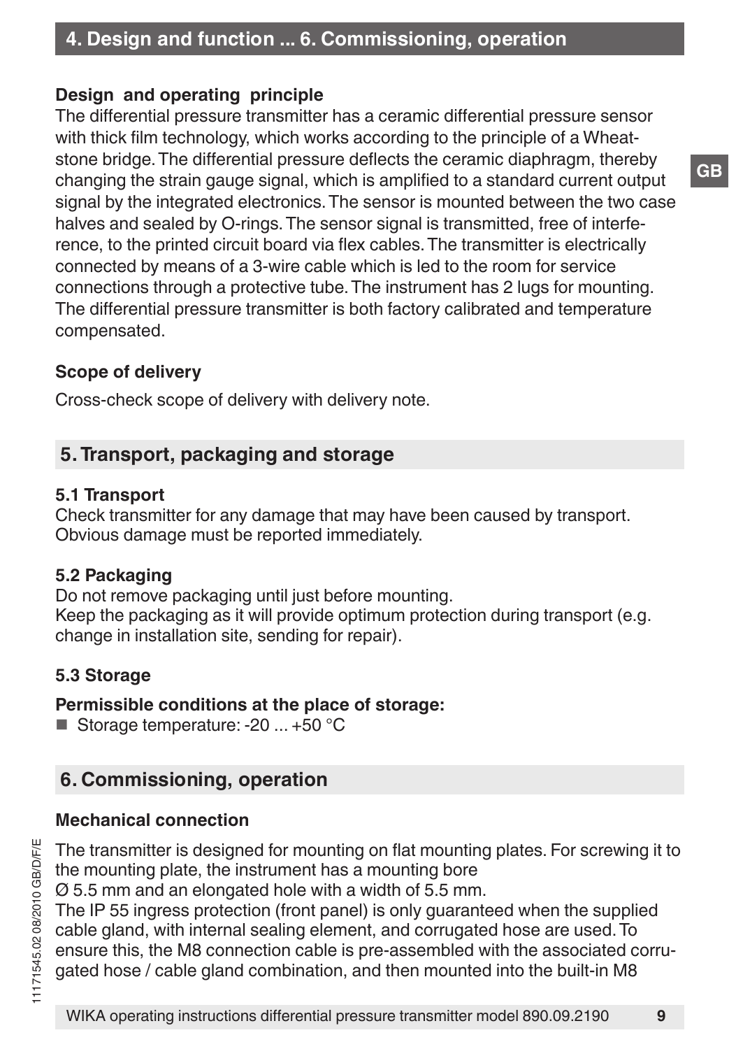**Design and operating principle**

The differential pressure transmitter has a ceramic differential pressure sensor with thick film technology, which works according to the principle of a Wheatstone bridge. The differential pressure deflects the ceramic diaphragm, thereby changing the strain gauge signal, which is amplified to a standard current output signal by the integrated electronics. The sensor is mounted between the two case halves and sealed by O-rings. The sensor signal is transmitted, free of interference, to the printed circuit board via flex cables. The transmitter is electrically connected by means of a 3-wire cable which is led to the room for service connections through a protective tube. The instrument has 2 lugs for mounting. The differential pressure transmitter is both factory calibrated and temperature compensated.

**Scope of delivery**

Cross-check scope of delivery with delivery note.

## 5. Transport, packaging and storage

### 5.1 Transport

Check transmitter for any damage that may have been caused by transport. Obvious damage must be reported immediately.

### 5.2 Packaging

Do not remove packaging until just before mounting.
Keep the packaging as it will provide optimum protection during transport (e.g. change in installation site, sending for repair).

### 5.3 Storage

**Permissible conditions at the place of storage:**

- Storage temperature: -20 ... +50 °C

## 6. Commissioning, operation

**Mechanical connection**

The transmitter is designed for mounting on flat mounting plates. For screwing it to the mounting plate, the instrument has a mounting bore Ø 5.5 mm and an elongated hole with a width of 5.5 mm.
The IP 55 ingress protection (front panel) is only guaranteed when the supplied cable gland, with internal sealing element, and corrugated hose are used. To ensure this, the M8 connection cable is pre-assembled with the associated corrugated hose / cable gland combination, and then mounted into the built-in M8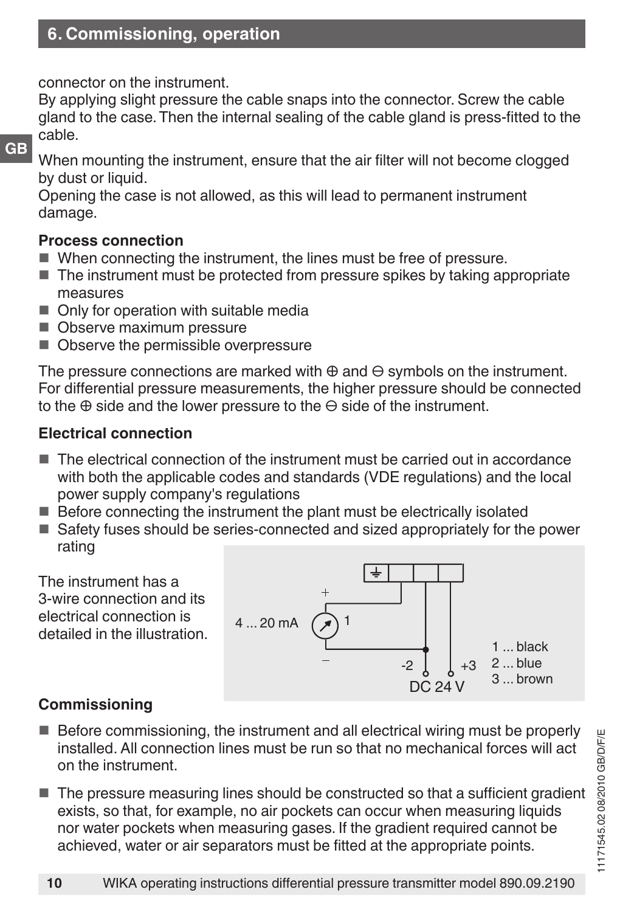connector on the instrument.
By applying slight pressure the cable snaps into the connector. Screw the cable gland to the case. Then the internal sealing of the cable gland is press-fitted to the cable.

When mounting the instrument, ensure that the air filter will not become clogged by dust or liquid.
Opening the case is not allowed, as this will lead to permanent instrument damage.

**Process connection**

- When connecting the instrument, the lines must be free of pressure.
- The instrument must be protected from pressure spikes by taking appropriate measures
- Only for operation with suitable media
- Observe maximum pressure
- Observe the permissible overpressure

The pressure connections are marked with ⊕ and ⊖ symbols on the instrument. For differential pressure measurements, the higher pressure should be connected to the ⊕ side and the lower pressure to the ⊖ side of the instrument.

**Electrical connection**

- The electrical connection of the instrument must be carried out in accordance with both the applicable codes and standards (VDE regulations) and the local power supply company's regulations
- Before connecting the instrument the plant must be electrically isolated
- Safety fuses should be series-connected and sized appropriately for the power rating

The instrument has a 3-wire connection and its electrical connection is detailed in the illustration.

4 ... 20 mA

1 ... black
2 ... blue
3 ... brown

-2 +3
DC 24 V

**Commissioning**

- Before commissioning, the instrument and all electrical wiring must be properly installed. All connection lines must be run so that no mechanical forces will act on the instrument.
- The pressure measuring lines should be constructed so that a sufficient gradient exists, so that, for example, no air pockets can occur when measuring liquids nor water pockets when measuring gases. If the gradient required cannot be achieved, water or air separators must be fitted at the appropriate points.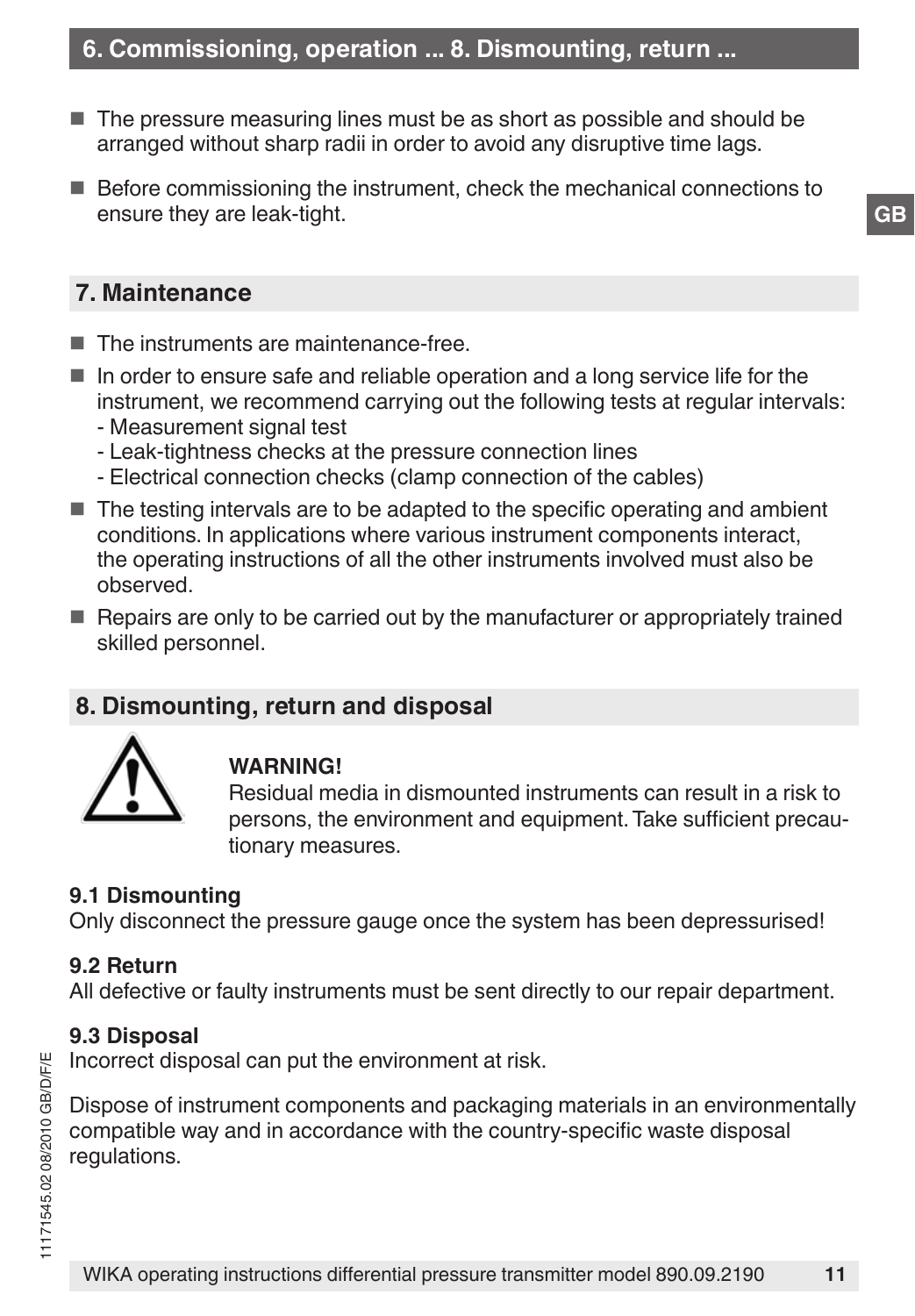- The pressure measuring lines must be as short as possible and should be arranged without sharp radii in order to avoid any disruptive time lags.
- Before commissioning the instrument, check the mechanical connections to ensure they are leak-tight.

## 7. Maintenance

- The instruments are maintenance-free.
- In order to ensure safe and reliable operation and a long service life for the instrument, we recommend carrying out the following tests at regular intervals:
  - Measurement signal test
  - Leak-tightness checks at the pressure connection lines
  - Electrical connection checks (clamp connection of the cables)
- The testing intervals are to be adapted to the specific operating and ambient conditions. In applications where various instrument components interact, the operating instructions of all the other instruments involved must also be observed.
- Repairs are only to be carried out by the manufacturer or appropriately trained skilled personnel.

## 8. Dismounting, return and disposal

**WARNING!**
Residual media in dismounted instruments can result in a risk to persons, the environment and equipment. Take sufficient precautionary measures.

### 9.1 Dismounting

Only disconnect the pressure gauge once the system has been depressurised!

### 9.2 Return

All defective or faulty instruments must be sent directly to our repair department.

### 9.3 Disposal

Incorrect disposal can put the environment at risk.

Dispose of instrument components and packaging materials in an environmentally compatible way and in accordance with the country-specific waste disposal regulations.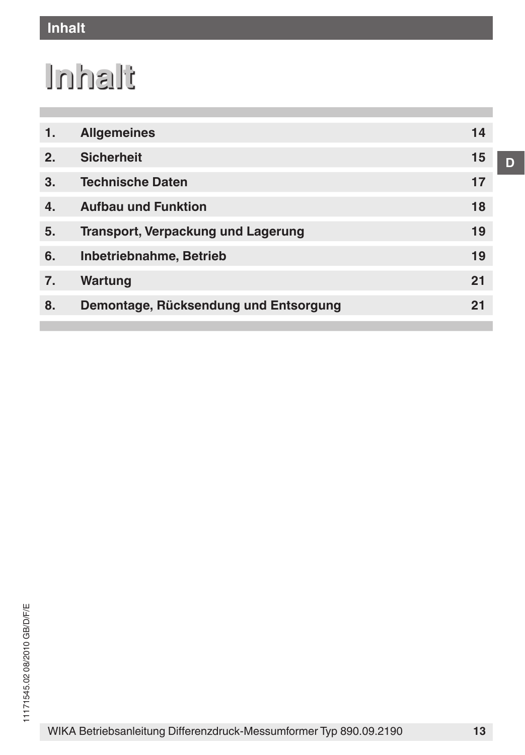# Inhalt

| | | |
|---|---|---|
| 1. | Allgemeines | 14 |
| 2. | Sicherheit | 15 |
| 3. | Technische Daten | 17 |
| 4. | Aufbau und Funktion | 18 |
| 5. | Transport, Verpackung und Lagerung | 19 |
| 6. | Inbetriebnahme, Betrieb | 19 |
| 7. | Wartung | 21 |
| 8. | Demontage, Rücksendung und Entsorgung | 21 |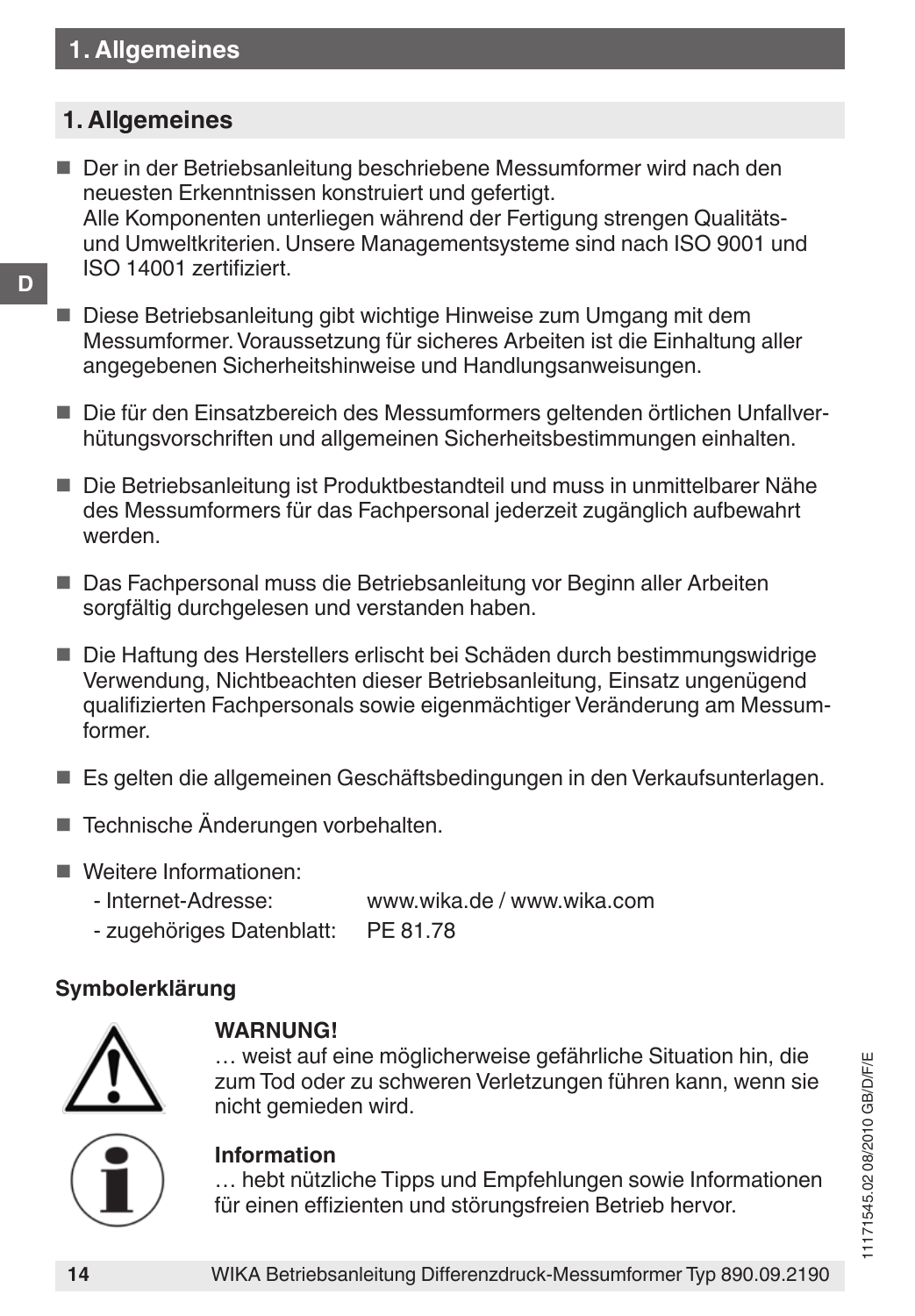## 1. Allgemeines

- Der in der Betriebsanleitung beschriebene Messumformer wird nach den neuesten Erkenntnissen konstruiert und gefertigt.
  Alle Komponenten unterliegen während der Fertigung strengen Qualitäts- und Umweltkriterien. Unsere Managementsysteme sind nach ISO 9001 und ISO 14001 zertifiziert.
- Diese Betriebsanleitung gibt wichtige Hinweise zum Umgang mit dem Messumformer. Voraussetzung für sicheres Arbeiten ist die Einhaltung aller angegebenen Sicherheitshinweise und Handlungsanweisungen.
- Die für den Einsatzbereich des Messumformers geltenden örtlichen Unfallverhütungsvorschriften und allgemeinen Sicherheitsbestimmungen einhalten.
- Die Betriebsanleitung ist Produktbestandteil und muss in unmittelbarer Nähe des Messumformers für das Fachpersonal jederzeit zugänglich aufbewahrt werden.
- Das Fachpersonal muss die Betriebsanleitung vor Beginn aller Arbeiten sorgfältig durchgelesen und verstanden haben.
- Die Haftung des Herstellers erlischt bei Schäden durch bestimmungswidrige Verwendung, Nichtbeachten dieser Betriebsanleitung, Einsatz ungenügend qualifizierten Fachpersonals sowie eigenmächtiger Veränderung am Messumformer.
- Es gelten die allgemeinen Geschäftsbedingungen in den Verkaufsunterlagen.
- Technische Änderungen vorbehalten.
- Weitere Informationen:
  - Internet-Adresse: www.wika.de / www.wika.com
  - zugehöriges Datenblatt: PE 81.78

**Symbolerklärung**

**WARNUNG!**
… weist auf eine möglicherweise gefährliche Situation hin, die zum Tod oder zu schweren Verletzungen führen kann, wenn sie nicht gemieden wird.

**Information**
… hebt nützliche Tipps und Empfehlungen sowie Informationen für einen effizienten und störungsfreien Betrieb hervor.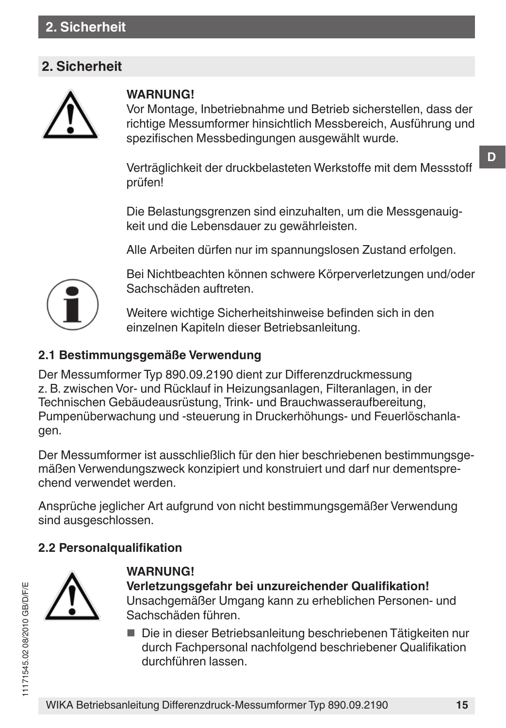## 2. Sicherheit

**WARNUNG!**
Vor Montage, Inbetriebnahme und Betrieb sicherstellen, dass der richtige Messumformer hinsichtlich Messbereich, Ausführung und spezifischen Messbedingungen ausgewählt wurde.

Verträglichkeit der druckbelasteten Werkstoffe mit dem Messstoff prüfen!

Die Belastungsgrenzen sind einzuhalten, um die Messgenauigkeit und die Lebensdauer zu gewährleisten.

Alle Arbeiten dürfen nur im spannungslosen Zustand erfolgen.

Bei Nichtbeachten können schwere Körperverletzungen und/oder Sachschäden auftreten.

Weitere wichtige Sicherheitshinweise befinden sich in den einzelnen Kapiteln dieser Betriebsanleitung.

### 2.1 Bestimmungsgemäße Verwendung

Der Messumformer Typ 890.09.2190 dient zur Differenzdruckmessung z. B. zwischen Vor- und Rücklauf in Heizungsanlagen, Filteranlagen, in der Technischen Gebäudeausrüstung, Trink- und Brauchwasseraufbereitung, Pumpenüberwachung und -steuerung in Druckerhöhungs- und Feuerlöschanlagen.

Der Messumformer ist ausschließlich für den hier beschriebenen bestimmungsgemäßen Verwendungszweck konzipiert und konstruiert und darf nur dementsprechend verwendet werden.

Ansprüche jeglicher Art aufgrund von nicht bestimmungsgemäßer Verwendung sind ausgeschlossen.

### 2.2 Personalqualifikation

**WARNUNG!**
**Verletzungsgefahr bei unzureichender Qualifikation!**
Unsachgemäßer Umgang kann zu erheblichen Personen- und Sachschäden führen.

- Die in dieser Betriebsanleitung beschriebenen Tätigkeiten nur durch Fachpersonal nachfolgend beschriebener Qualifikation durchführen lassen.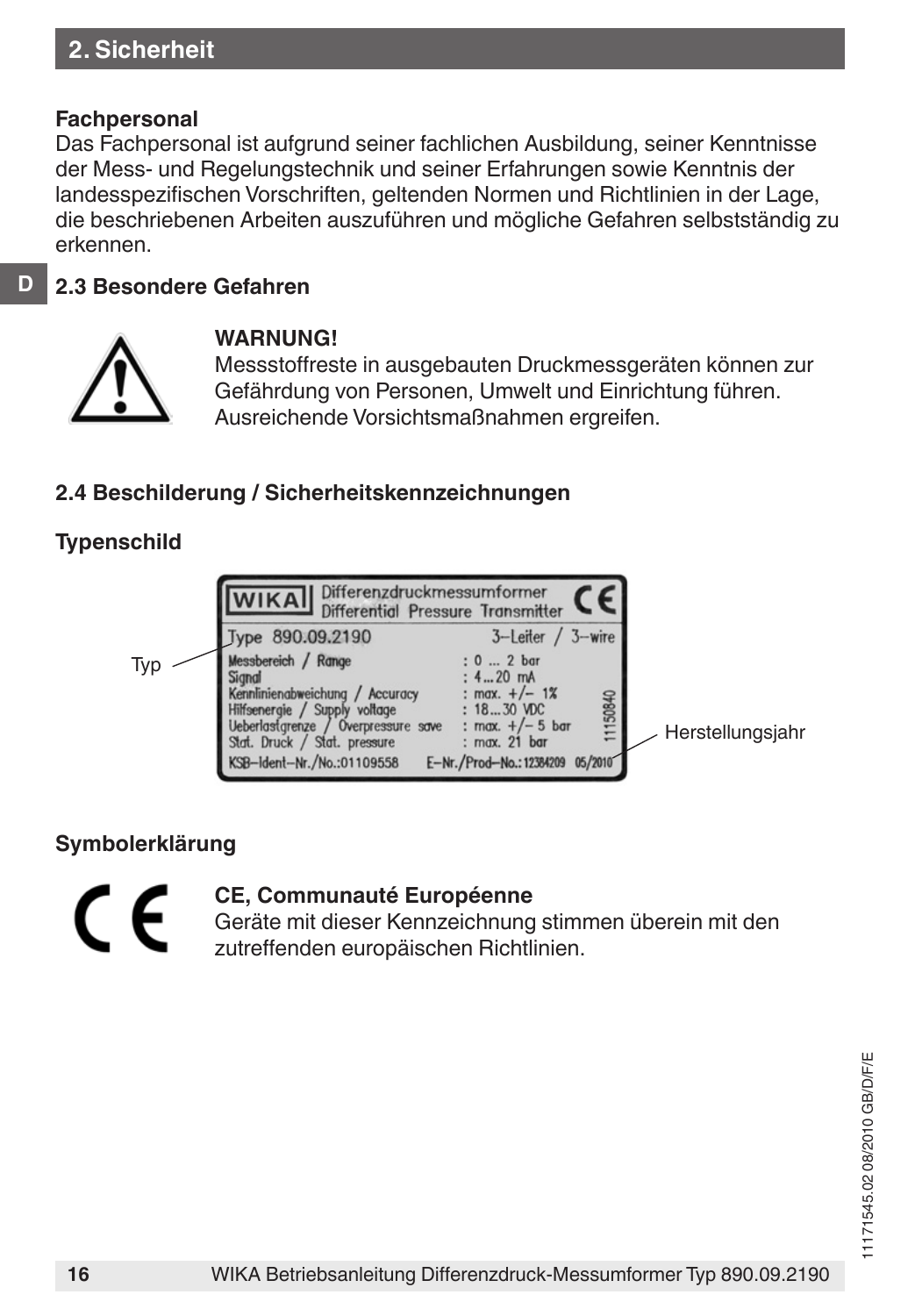## 2. Sicherheit

**Fachpersonal**
Das Fachpersonal ist aufgrund seiner fachlichen Ausbildung, seiner Kenntnisse der Mess- und Regelungstechnik und seiner Erfahrungen sowie Kenntnis der landesspezifischen Vorschriften, geltenden Normen und Richtlinien in der Lage, die beschriebenen Arbeiten auszuführen und mögliche Gefahren selbstständig zu erkennen.

### 2.3 Besondere Gefahren

**WARNUNG!**
Messstoffreste in ausgebauten Druckmessgeräten können zur Gefährdung von Personen, Umwelt und Einrichtung führen. Ausreichende Vorsichtsmaßnahmen ergreifen.

### 2.4 Beschilderung / Sicherheitskennzeichnungen

**Typenschild**

WIKA Differenzdruckmessumformer / Differential Pressure Transmitter CE

Type 890.09.2190 — 3-Leiter / 3-wire

| | |
|---|---|
| Messbereich / Range | : 0 ... 2 bar |
| Signal | : 4...20 mA |
| Kennlinienabweichung / Accuracy | : max. +/- 1% |
| Hilfsenergie / Supply voltage | : 18...30 VDC |
| Ueberlastgrenze / Overpressure save | : max. +/- 5 bar |
| Stat. Druck / Stat. pressure | : max. 21 bar |

KSB-Ident-Nr./No.:01109558 E-Nr./Prod-No.: 12384209 05/2010

11150840

Typ

Herstellungsjahr

**Symbolerklärung**

**CE, Communauté Européenne**
Geräte mit dieser Kennzeichnung stimmen überein mit den zutreffenden europäischen Richtlinien.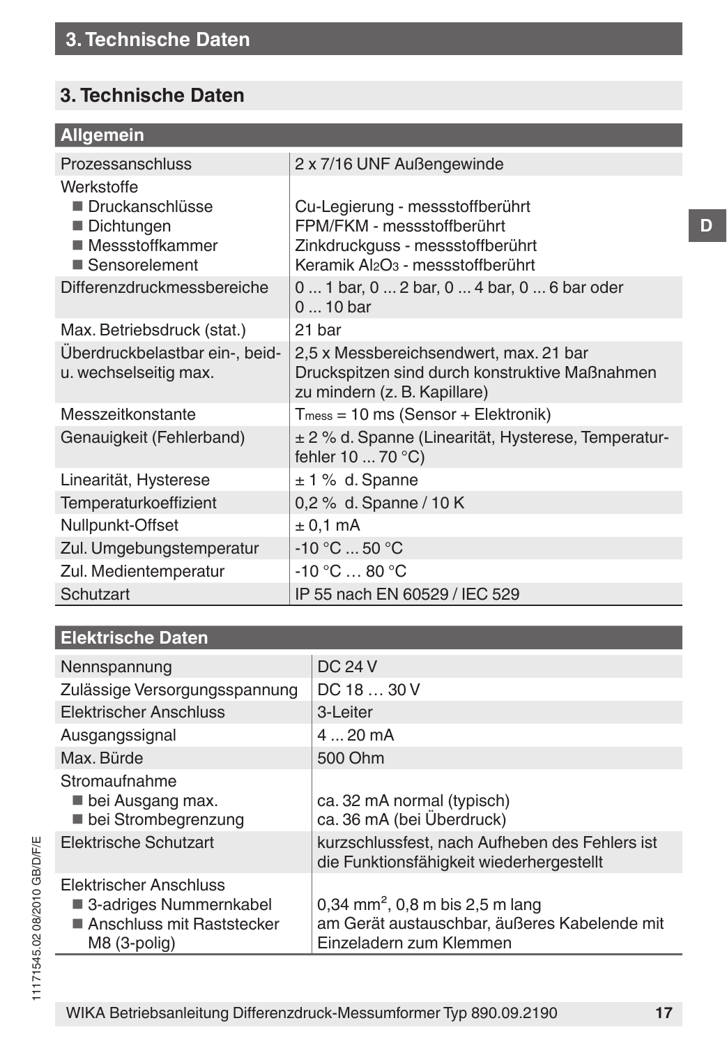## 3. Technische Daten

| Allgemein | |
|---|---|
| Prozessanschluss | 2 x 7/16 UNF Außengewinde |
| Werkstoffe | |
| ■ Druckanschlüsse | Cu-Legierung - messstoffberührt |
| ■ Dichtungen | FPM/FKM - messstoffberührt |
| ■ Messstoffkammer | Zinkdruckguss - messstoffberührt |
| ■ Sensorelement | Keramik $Al_2O_3$ - messstoffberührt |
| Differenzdruckmessbereiche | 0 ... 1 bar, 0 ... 2 bar, 0 ... 4 bar, 0 ... 6 bar oder 0 ... 10 bar |
| Max. Betriebsdruck (stat.) | 21 bar |
| Überdruckbelastbar ein-, beid- u. wechselseitig max. | 2,5 x Messbereichsendwert, max. 21 bar Druckspitzen sind durch konstruktive Maßnahmen zu mindern (z. B. Kapillare) |
| Messzeitkonstante | $T_{mess}$ = 10 ms (Sensor + Elektronik) |
| Genauigkeit (Fehlerband) | ± 2 % d. Spanne (Linearität, Hysterese, Temperaturfehler 10 ... 70 °C) |
| Linearität, Hysterese | ± 1 % d. Spanne |
| Temperaturkoeffizient | 0,2 % d. Spanne / 10 K |
| Nullpunkt-Offset | ± 0,1 mA |
| Zul. Umgebungstemperatur | -10 °C ... 50 °C |
| Zul. Medientemperatur | -10 °C … 80 °C |
| Schutzart | IP 55 nach EN 60529 / IEC 529 |

| Elektrische Daten | |
|---|---|
| Nennspannung | DC 24 V |
| Zulässige Versorgungsspannung | DC 18 … 30 V |
| Elektrischer Anschluss | 3-Leiter |
| Ausgangssignal | 4 ... 20 mA |
| Max. Bürde | 500 Ohm |
| Stromaufnahme | |
| ■ bei Ausgang max. | ca. 32 mA normal (typisch) |
| ■ bei Strombegrenzung | ca. 36 mA (bei Überdruck) |
| Elektrische Schutzart | kurzschlussfest, nach Aufheben des Fehlers ist die Funktionsfähigkeit wiederhergestellt |
| Elektrischer Anschluss | |
| ■ 3-adriges Nummernkabel | 0,34 mm², 0,8 m bis 2,5 m lang |
| ■ Anschluss mit Raststecker M8 (3-polig) | am Gerät austauschbar, äußeres Kabelende mit Einzeladern zum Klemmen |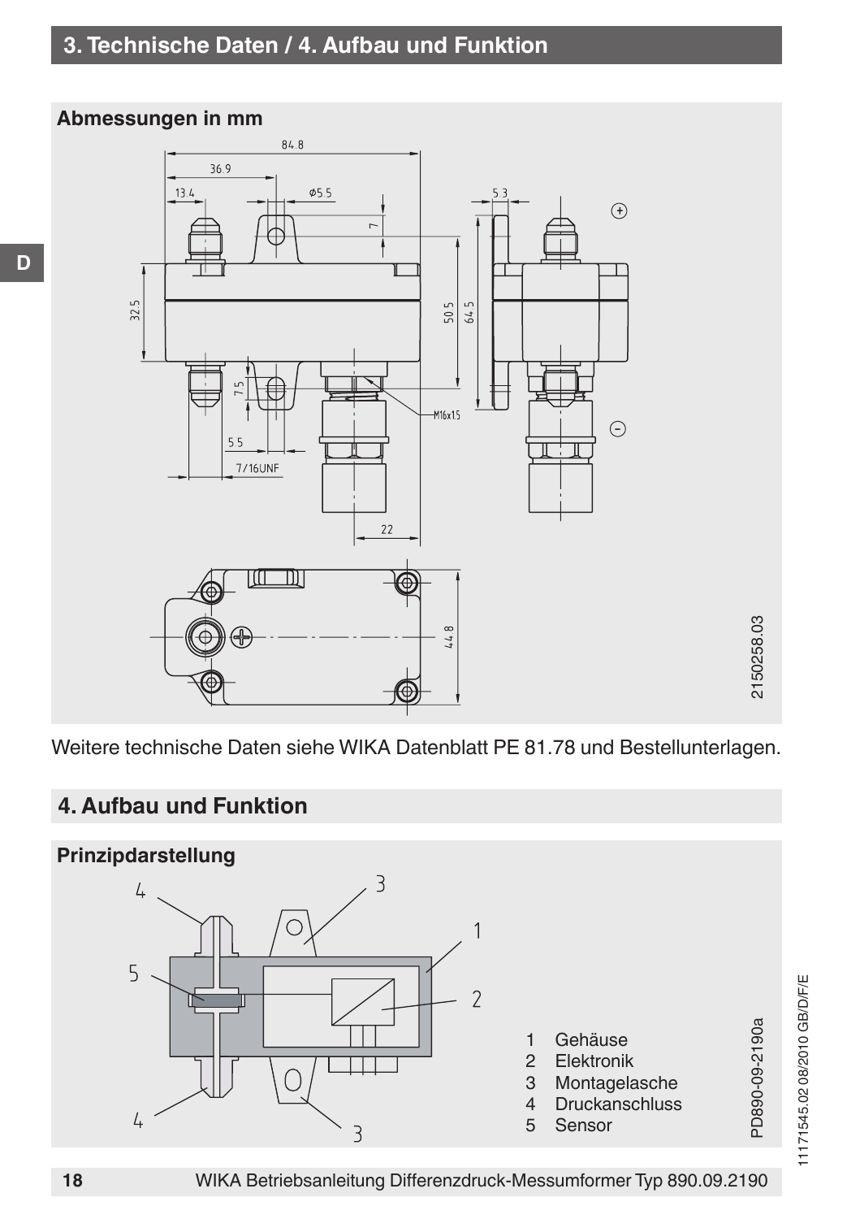## Abmessungen in mm

Weitere technische Daten siehe WIKA Datenblatt PE 81.78 und Bestellunterlagen.

## 4. Aufbau und Funktion

### Prinzipdarstellung

1 Gehäuse
2 Elektronik
3 Montagelasche
4 Druckanschluss
5 Sensor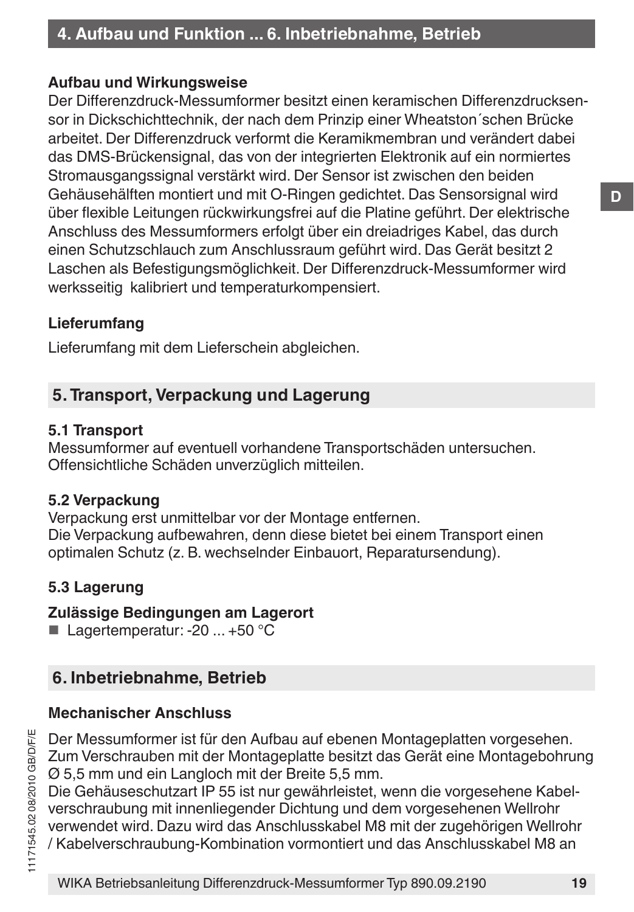### Aufbau und Wirkungsweise

Der Differenzdruck-Messumformer besitzt einen keramischen Differenzdrucksensor in Dickschichttechnik, der nach dem Prinzip einer Wheatston´schen Brücke arbeitet. Der Differenzdruck verformt die Keramikmembran und verändert dabei das DMS-Brückensignal, das von der integrierten Elektronik auf ein normiertes Stromausgangssignal verstärkt wird. Der Sensor ist zwischen den beiden Gehäusehälften montiert und mit O-Ringen gedichtet. Das Sensorsignal wird über flexible Leitungen rückwirkungsfrei auf die Platine geführt. Der elektrische Anschluss des Messumformers erfolgt über ein dreiadriges Kabel, das durch einen Schutzschlauch zum Anschlussraum geführt wird. Das Gerät besitzt 2 Laschen als Befestigungsmöglichkeit. Der Differenzdruck-Messumformer wird werksseitig kalibriert und temperaturkompensiert.

### Lieferumfang

Lieferumfang mit dem Lieferschein abgleichen.

## 5. Transport, Verpackung und Lagerung

### 5.1 Transport

Messumformer auf eventuell vorhandene Transportschäden untersuchen. Offensichtliche Schäden unverzüglich mitteilen.

### 5.2 Verpackung

Verpackung erst unmittelbar vor der Montage entfernen.
Die Verpackung aufbewahren, denn diese bietet bei einem Transport einen optimalen Schutz (z. B. wechselnder Einbauort, Reparatursendung).

### 5.3 Lagerung

**Zulässige Bedingungen am Lagerort**

- Lagertemperatur: -20 ... +50 °C

## 6. Inbetriebnahme, Betrieb

### Mechanischer Anschluss

Der Messumformer ist für den Aufbau auf ebenen Montageplatten vorgesehen. Zum Verschrauben mit der Montageplatte besitzt das Gerät eine Montagebohrung Ø 5,5 mm und ein Langloch mit der Breite 5,5 mm.
Die Gehäuseschutzart IP 55 ist nur gewährleistet, wenn die vorgesehene Kabelverschraubung mit innenliegender Dichtung und dem vorgesehenen Wellrohr verwendet wird. Dazu wird das Anschlusskabel M8 mit der zugehörigen Wellrohr / Kabelverschraubung-Kombination vormontiert und das Anschlusskabel M8 an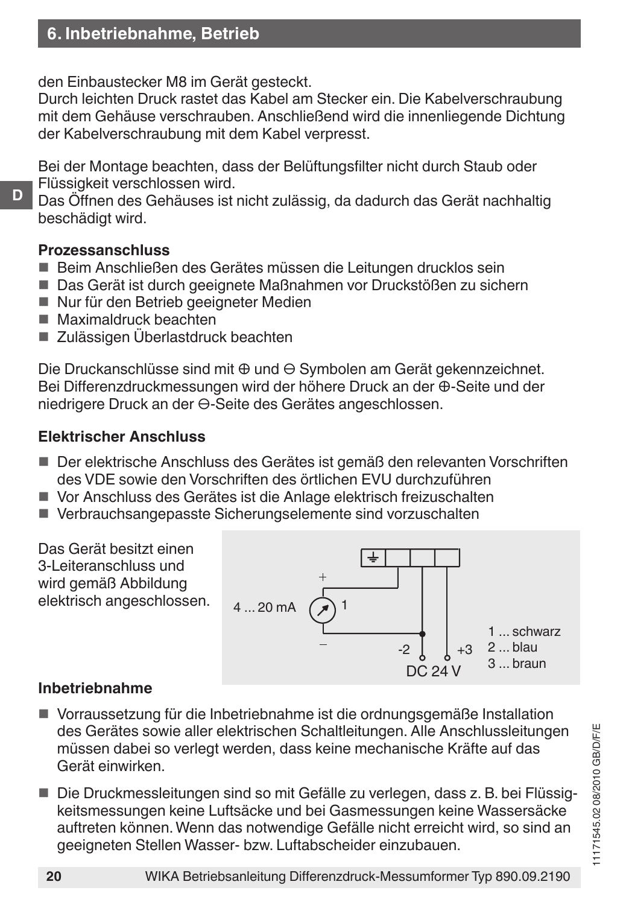## 6. Inbetriebnahme, Betrieb

den Einbaustecker M8 im Gerät gesteckt.
Durch leichten Druck rastet das Kabel am Stecker ein. Die Kabelverschraubung mit dem Gehäuse verschrauben. Anschließend wird die innenliegende Dichtung der Kabelverschraubung mit dem Kabel verpresst.

Bei der Montage beachten, dass der Belüftungsfilter nicht durch Staub oder Flüssigkeit verschlossen wird.
Das Öffnen des Gehäuses ist nicht zulässig, da dadurch das Gerät nachhaltig beschädigt wird.

### Prozessanschluss

- Beim Anschließen des Gerätes müssen die Leitungen drucklos sein
- Das Gerät ist durch geeignete Maßnahmen vor Druckstößen zu sichern
- Nur für den Betrieb geeigneter Medien
- Maximaldruck beachten
- Zulässigen Überlastdruck beachten

Die Druckanschlüsse sind mit ⊕ und ⊖ Symbolen am Gerät gekennzeichnet. Bei Differenzdruckmessungen wird der höhere Druck an der ⊕-Seite und der niedrigere Druck an der ⊖-Seite des Gerätes angeschlossen.

### Elektrischer Anschluss

- Der elektrische Anschluss des Gerätes ist gemäß den relevanten Vorschriften des VDE sowie den Vorschriften des örtlichen EVU durchzuführen
- Vor Anschluss des Gerätes ist die Anlage elektrisch freizuschalten
- Verbrauchsangepasste Sicherungselemente sind vorzuschalten

Das Gerät besitzt einen 3-Leiteranschluss und wird gemäß Abbildung elektrisch angeschlossen.

4 ... 20 mA, 1, -2, +3, DC 24 V

1 ... schwarz
2 ... blau
3 ... braun

### Inbetriebnahme

- Vorraussetzung für die Inbetriebnahme ist die ordnungsgemäße Installation des Gerätes sowie aller elektrischen Schaltleitungen. Alle Anschlussleitungen müssen dabei so verlegt werden, dass keine mechanische Kräfte auf das Gerät einwirken.
- Die Druckmessleitungen sind so mit Gefälle zu verlegen, dass z. B. bei Flüssigkeitsmessungen keine Luftsäcke und bei Gasmessungen keine Wassersäcke auftreten können. Wenn das notwendige Gefälle nicht erreicht wird, so sind an geeigneten Stellen Wasser- bzw. Luftabscheider einzubauen.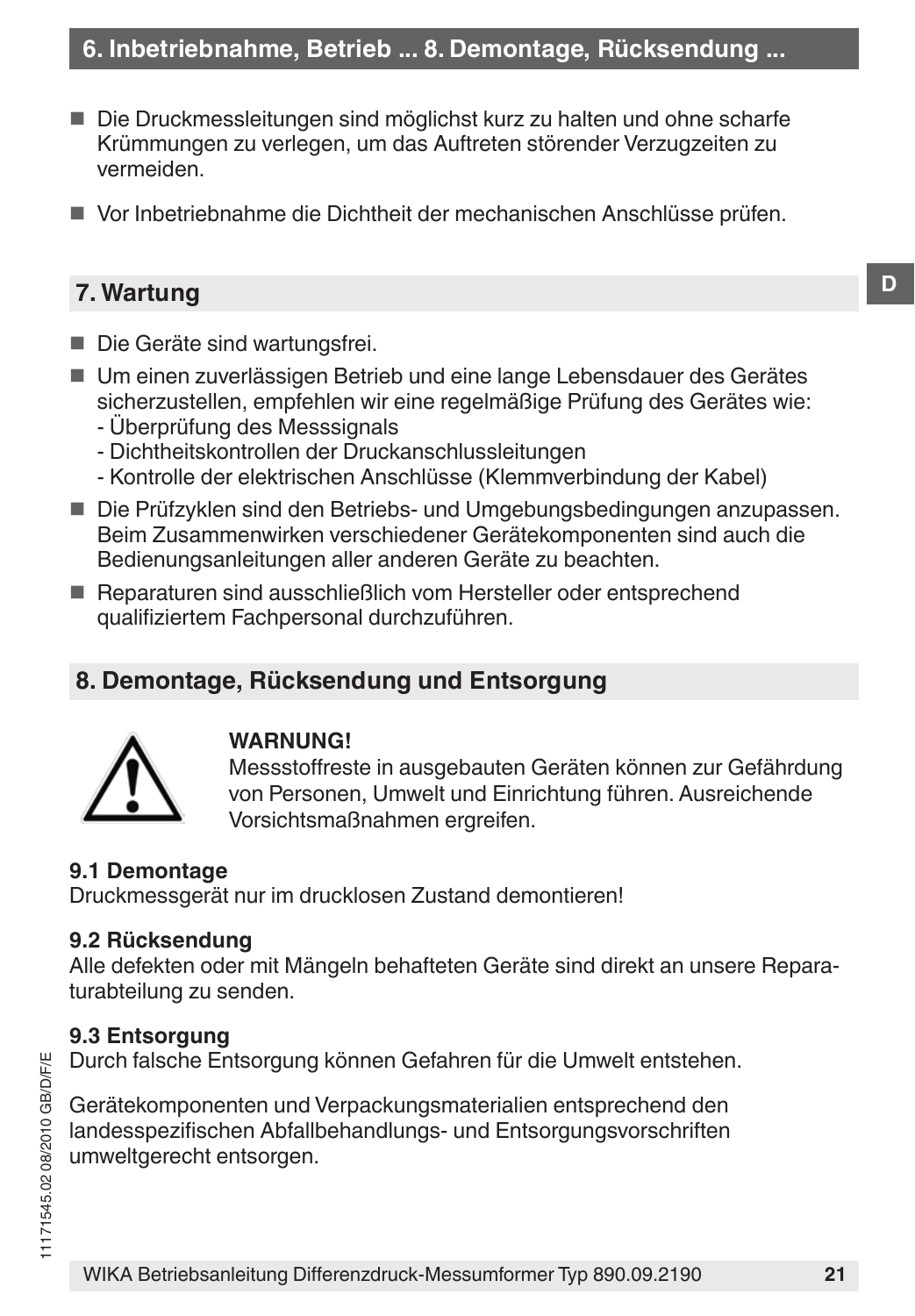- Die Druckmessleitungen sind möglichst kurz zu halten und ohne scharfe Krümmungen zu verlegen, um das Auftreten störender Verzugzeiten zu vermeiden.
- Vor Inbetriebnahme die Dichtheit der mechanischen Anschlüsse prüfen.

## 7. Wartung

- Die Geräte sind wartungsfrei.
- Um einen zuverlässigen Betrieb und eine lange Lebensdauer des Gerätes sicherzustellen, empfehlen wir eine regelmäßige Prüfung des Gerätes wie:
  - Überprüfung des Messsignals
  - Dichtheitskontrollen der Druckanschlussleitungen
  - Kontrolle der elektrischen Anschlüsse (Klemmverbindung der Kabel)
- Die Prüfzyklen sind den Betriebs- und Umgebungsbedingungen anzupassen. Beim Zusammenwirken verschiedener Gerätekomponenten sind auch die Bedienungsanleitungen aller anderen Geräte zu beachten.
- Reparaturen sind ausschließlich vom Hersteller oder entsprechend qualifiziertem Fachpersonal durchzuführen.

## 8. Demontage, Rücksendung und Entsorgung

**WARNUNG!**
Messstoffreste in ausgebauten Geräten können zur Gefährdung von Personen, Umwelt und Einrichtung führen. Ausreichende Vorsichtsmaßnahmen ergreifen.

### 9.1 Demontage
Druckmessgerät nur im drucklosen Zustand demontieren!

### 9.2 Rücksendung
Alle defekten oder mit Mängeln behafteten Geräte sind direkt an unsere Reparaturabteilung zu senden.

### 9.3 Entsorgung
Durch falsche Entsorgung können Gefahren für die Umwelt entstehen.

Gerätekomponenten und Verpackungsmaterialien entsprechend den landesspezifischen Abfallbehandlungs- und Entsorgungsvorschriften umweltgerecht entsorgen.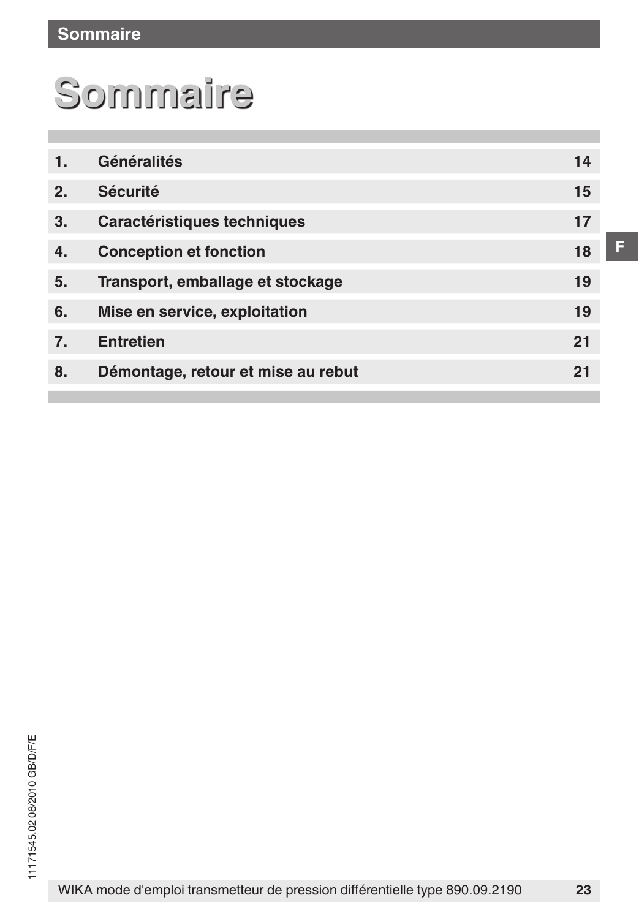# Sommaire

| | | |
|---|---|---|
| 1. | Généralités | 14 |
| 2. | Sécurité | 15 |
| 3. | Caractéristiques techniques | 17 |
| 4. | Conception et fonction | 18 |
| 5. | Transport, emballage et stockage | 19 |
| 6. | Mise en service, exploitation | 19 |
| 7. | Entretien | 21 |
| 8. | Démontage, retour et mise au rebut | 21 |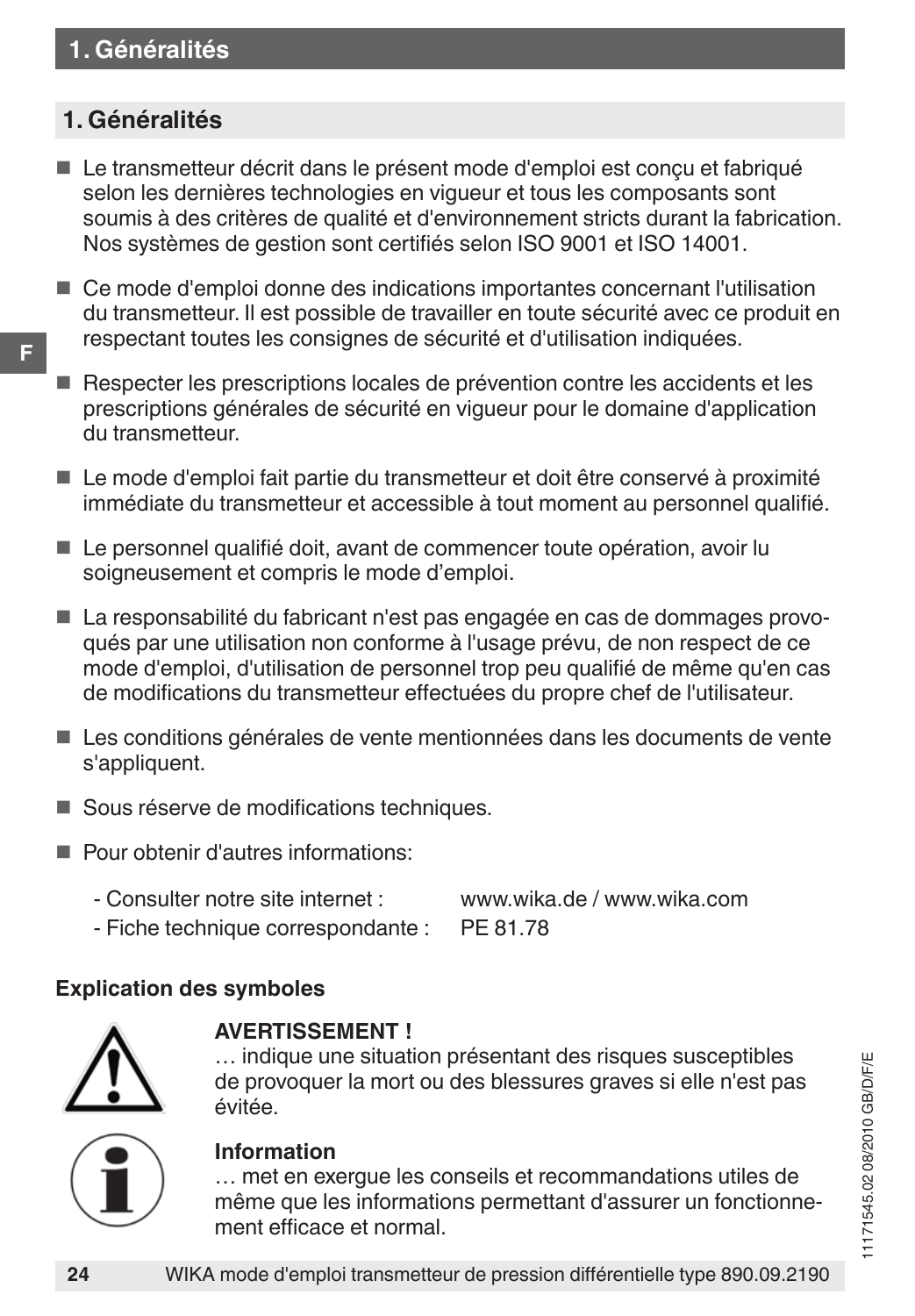# 1. Généralités

- Le transmetteur décrit dans le présent mode d'emploi est conçu et fabriqué selon les dernières technologies en vigueur et tous les composants sont soumis à des critères de qualité et d'environnement stricts durant la fabrication. Nos systèmes de gestion sont certifiés selon ISO 9001 et ISO 14001.
- Ce mode d'emploi donne des indications importantes concernant l'utilisation du transmetteur. Il est possible de travailler en toute sécurité avec ce produit en respectant toutes les consignes de sécurité et d'utilisation indiquées.
- Respecter les prescriptions locales de prévention contre les accidents et les prescriptions générales de sécurité en vigueur pour le domaine d'application du transmetteur.
- Le mode d'emploi fait partie du transmetteur et doit être conservé à proximité immédiate du transmetteur et accessible à tout moment au personnel qualifié.
- Le personnel qualifié doit, avant de commencer toute opération, avoir lu soigneusement et compris le mode d'emploi.
- La responsabilité du fabricant n'est pas engagée en cas de dommages provoqués par une utilisation non conforme à l'usage prévu, de non respect de ce mode d'emploi, d'utilisation de personnel trop peu qualifié de même qu'en cas de modifications du transmetteur effectuées du propre chef de l'utilisateur.
- Les conditions générales de vente mentionnées dans les documents de vente s'appliquent.
- Sous réserve de modifications techniques.
- Pour obtenir d'autres informations:

  - Consulter notre site internet : www.wika.de / www.wika.com
  - Fiche technique correspondante : PE 81.78

**Explication des symboles**

**AVERTISSEMENT !**
… indique une situation présentant des risques susceptibles de provoquer la mort ou des blessures graves si elle n'est pas évitée.

**Information**
… met en exergue les conseils et recommandations utiles de même que les informations permettant d'assurer un fonctionnement efficace et normal.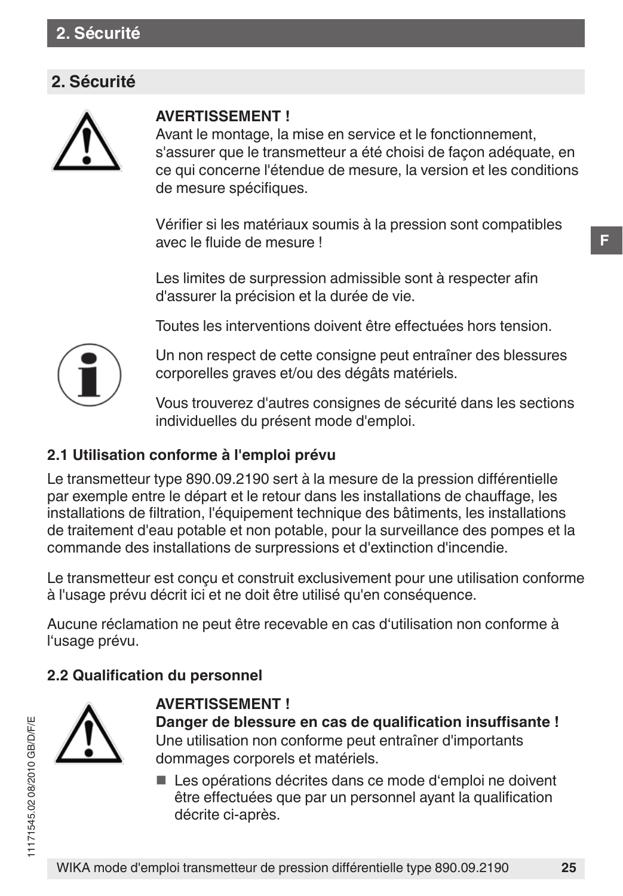## 2. Sécurité

**AVERTISSEMENT !**
Avant le montage, la mise en service et le fonctionnement, s'assurer que le transmetteur a été choisi de façon adéquate, en ce qui concerne l'étendue de mesure, la version et les conditions de mesure spécifiques.

Vérifier si les matériaux soumis à la pression sont compatibles avec le fluide de mesure !

Les limites de surpression admissible sont à respecter afin d'assurer la précision et la durée de vie.

Toutes les interventions doivent être effectuées hors tension.

Un non respect de cette consigne peut entraîner des blessures corporelles graves et/ou des dégâts matériels.

Vous trouverez d'autres consignes de sécurité dans les sections individuelles du présent mode d'emploi.

### 2.1 Utilisation conforme à l'emploi prévu

Le transmetteur type 890.09.2190 sert à la mesure de la pression différentielle par exemple entre le départ et le retour dans les installations de chauffage, les installations de filtration, l'équipement technique des bâtiments, les installations de traitement d'eau potable et non potable, pour la surveillance des pompes et la commande des installations de surpressions et d'extinction d'incendie.

Le transmetteur est conçu et construit exclusivement pour une utilisation conforme à l'usage prévu décrit ici et ne doit être utilisé qu'en conséquence.

Aucune réclamation ne peut être recevable en cas d‘utilisation non conforme à l‘usage prévu.

### 2.2 Qualification du personnel

**AVERTISSEMENT !**
**Danger de blessure en cas de qualification insuffisante !**
Une utilisation non conforme peut entraîner d'importants dommages corporels et matériels.

- Les opérations décrites dans ce mode d‘emploi ne doivent être effectuées que par un personnel ayant la qualification décrite ci-après.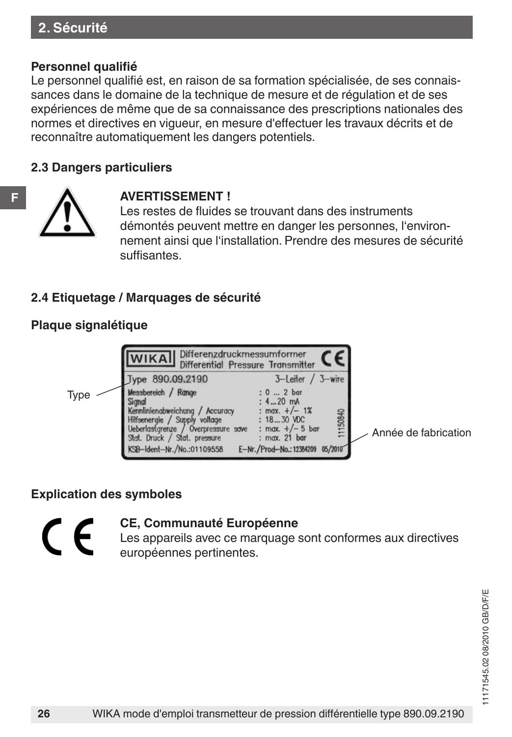## 2. Sécurité

**Personnel qualifié**

Le personnel qualifié est, en raison de sa formation spécialisée, de ses connaissances dans le domaine de la technique de mesure et de régulation et de ses expériences de même que de sa connaissance des prescriptions nationales des normes et directives en vigueur, en mesure d'effectuer les travaux décrits et de reconnaître automatiquement les dangers potentiels.

### 2.3 Dangers particuliers

**AVERTISSEMENT !**

Les restes de fluides se trouvant dans des instruments démontés peuvent mettre en danger les personnes, l'environnement ainsi que l'installation. Prendre des mesures de sécurité suffisantes.

### 2.4 Etiquetage / Marquages de sécurité

**Plaque signalétique**

Type

Année de fabrication

**Explication des symboles**

**CE, Communauté Européenne**

Les appareils avec ce marquage sont conformes aux directives européennes pertinentes.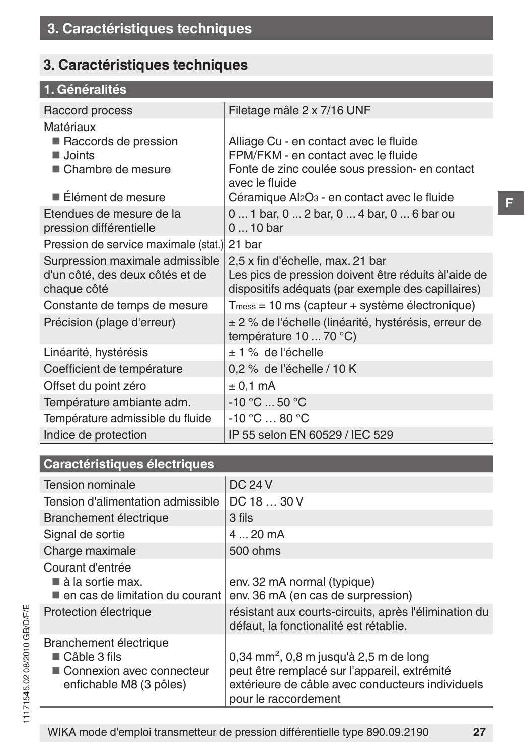## 3. Caractéristiques techniques

| 1. Généralités | |
|---|---|
| Raccord process | Filetage mâle 2 x 7/16 UNF |
| Matériaux<br>■ Raccords de pression<br>■ Joints<br>■ Chambre de mesure<br><br>■ Élément de mesure | <br>Alliage Cu - en contact avec le fluide<br>FPM/FKM - en contact avec le fluide<br>Fonte de zinc coulée sous pression- en contact avec le fluide<br>Céramique $Al_2O_3$ - en contact avec le fluide |
| Etendues de mesure de la pression différentielle | 0 ... 1 bar, 0 ... 2 bar, 0 ... 4 bar, 0 ... 6 bar ou 0 ... 10 bar |
| Pression de service maximale (stat.) | 21 bar |
| Surpression maximale admissible d'un côté, des deux côtés et de chaque côté | 2,5 x fin d'échelle, max. 21 bar<br>Les pics de pression doivent être réduits àl'aide de dispositifs adéquats (par exemple des capillaires) |
| Constante de temps de mesure | $T_{mess}$ = 10 ms (capteur + système électronique) |
| Précision (plage d'erreur) | ± 2 % de l'échelle (linéarité, hystérésis, erreur de température 10 ... 70 °C) |
| Linéarité, hystérésis | ± 1 % de l'échelle |
| Coefficient de température | 0,2 % de l'échelle / 10 K |
| Offset du point zéro | ± 0,1 mA |
| Température ambiante adm. | -10 °C ... 50 °C |
| Température admissible du fluide | -10 °C … 80 °C |
| Indice de protection | IP 55 selon EN 60529 / IEC 529 |

| Caractéristiques électriques | |
|---|---|
| Tension nominale | DC 24 V |
| Tension d'alimentation admissible | DC 18 … 30 V |
| Branchement électrique | 3 fils |
| Signal de sortie | 4 ... 20 mA |
| Charge maximale | 500 ohms |
| Courant d'entrée<br>■ à la sortie max.<br>■ en cas de limitation du courant | <br>env. 32 mA normal (typique)<br>env. 36 mA (en cas de surpression) |
| Protection électrique | résistant aux courts-circuits, après l'élimination du défaut, la fonctionalité est rétablie. |
| Branchement électrique<br>■ Câble 3 fils<br>■ Connexion avec connecteur enfichable M8 (3 pôles) | <br>0,34 mm², 0,8 m jusqu'à 2,5 m de long<br>peut être remplacé sur l'appareil, extrémité extérieure de câble avec conducteurs individuels pour le raccordement |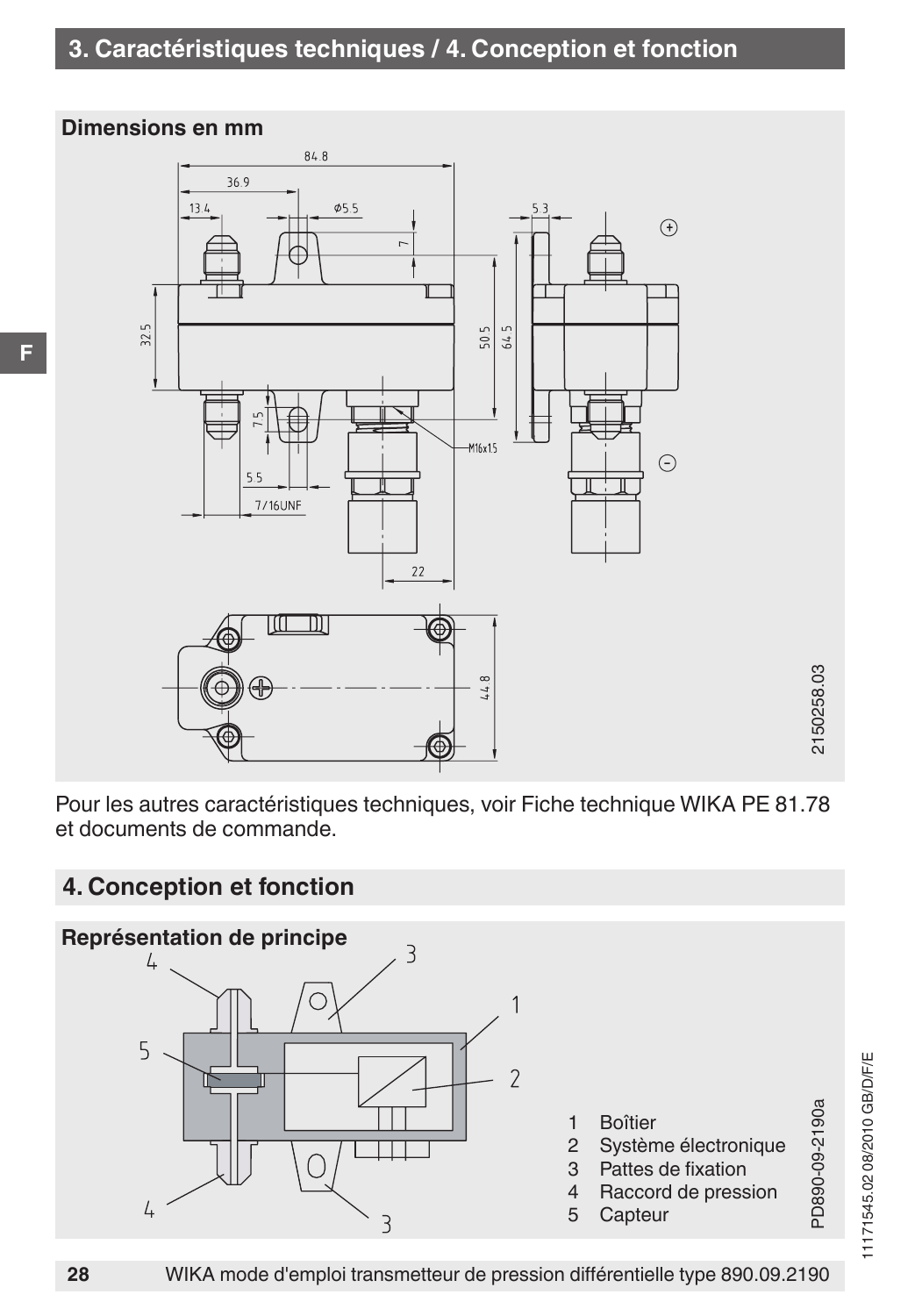## 3. Caractéristiques techniques / 4. Conception et fonction

**Dimensions en mm**

Pour les autres caractéristiques techniques, voir Fiche technique WIKA PE 81.78 et documents de commande.

## 4. Conception et fonction

**Représentation de principe**

1 Boîtier
2 Système électronique
3 Pattes de fixation
4 Raccord de pression
5 Capteur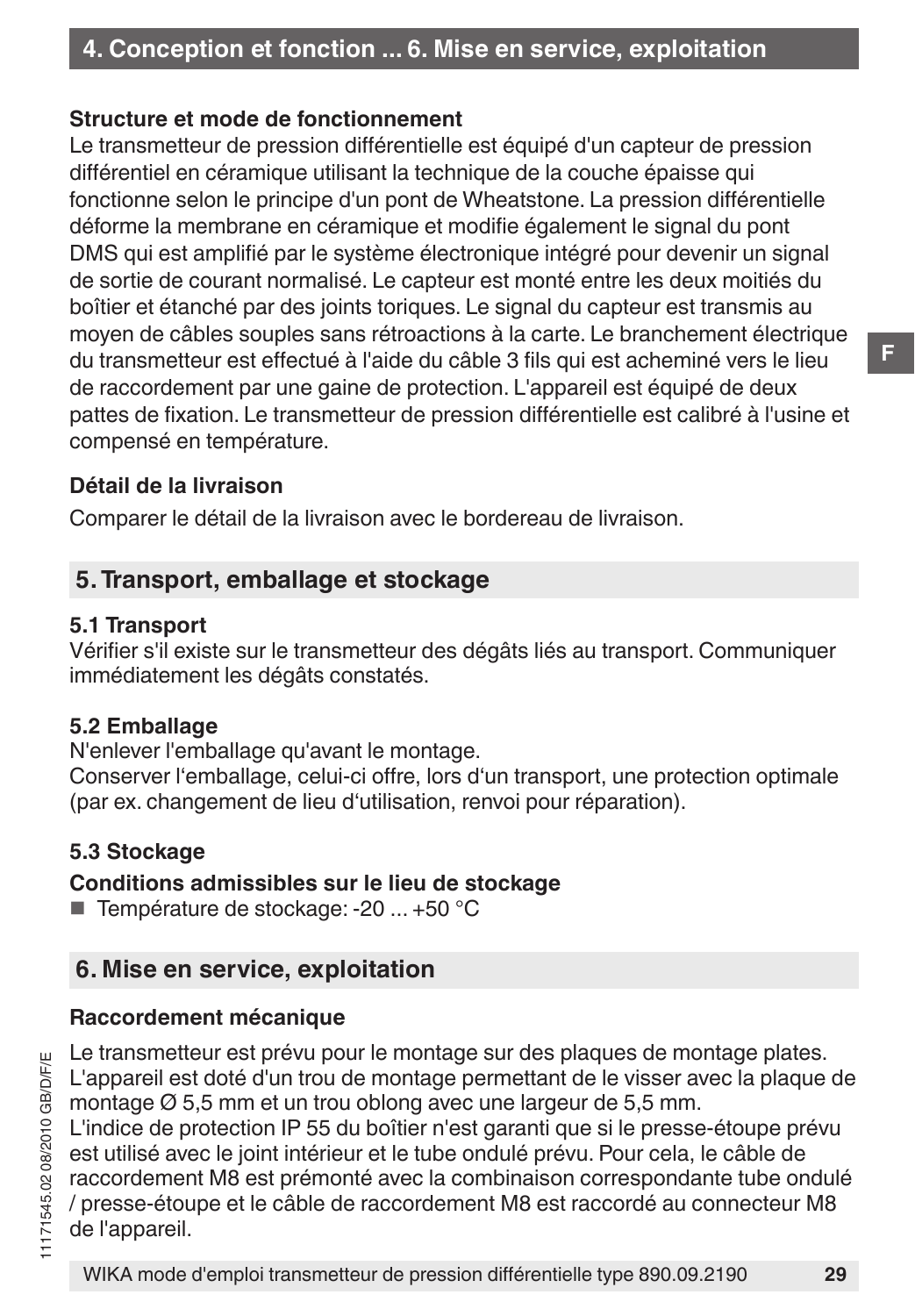#### Structure et mode de fonctionnement

Le transmetteur de pression différentielle est équipé d'un capteur de pression différentiel en céramique utilisant la technique de la couche épaisse qui fonctionne selon le principe d'un pont de Wheatstone. La pression différentielle déforme la membrane en céramique et modifie également le signal du pont DMS qui est amplifié par le système électronique intégré pour devenir un signal de sortie de courant normalisé. Le capteur est monté entre les deux moitiés du boîtier et étanché par des joints toriques. Le signal du capteur est transmis au moyen de câbles souples sans rétroactions à la carte. Le branchement électrique du transmetteur est effectué à l'aide du câble 3 fils qui est acheminé vers le lieu de raccordement par une gaine de protection. L'appareil est équipé de deux pattes de fixation. Le transmetteur de pression différentielle est calibré à l'usine et compensé en température.

#### Détail de la livraison

Comparer le détail de la livraison avec le bordereau de livraison.

## 5. Transport, emballage et stockage

### 5.1 Transport

Vérifier s'il existe sur le transmetteur des dégâts liés au transport. Communiquer immédiatement les dégâts constatés.

### 5.2 Emballage

N'enlever l'emballage qu'avant le montage.
Conserver l'emballage, celui-ci offre, lors d'un transport, une protection optimale (par ex. changement de lieu d'utilisation, renvoi pour réparation).

### 5.3 Stockage

#### Conditions admissibles sur le lieu de stockage

- Température de stockage: -20 ... +50 °C

## 6. Mise en service, exploitation

#### Raccordement mécanique

Le transmetteur est prévu pour le montage sur des plaques de montage plates. L'appareil est doté d'un trou de montage permettant de le visser avec la plaque de montage Ø 5,5 mm et un trou oblong avec une largeur de 5,5 mm.
L'indice de protection IP 55 du boîtier n'est garanti que si le presse-étoupe prévu est utilisé avec le joint intérieur et le tube ondulé prévu. Pour cela, le câble de raccordement M8 est prémonté avec la combinaison correspondante tube ondulé / presse-étoupe et le câble de raccordement M8 est raccordé au connecteur M8 de l'appareil.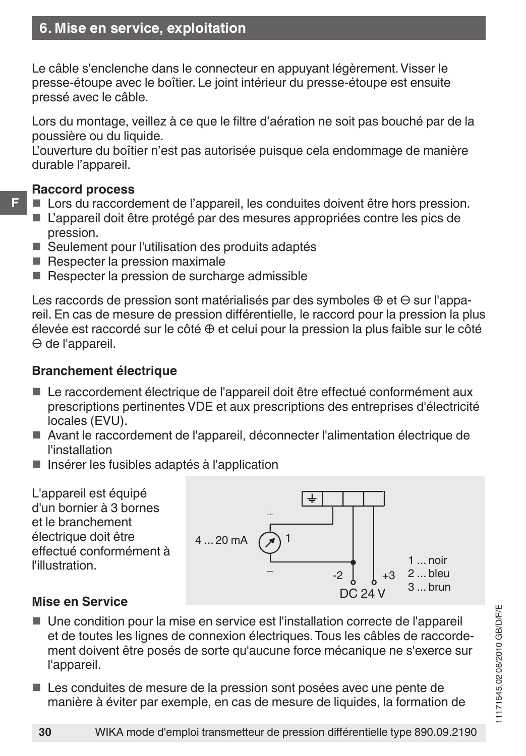## 6. Mise en service, exploitation

Le câble s'enclenche dans le connecteur en appuyant légèrement. Visser le presse-étoupe avec le boîtier. Le joint intérieur du presse-étoupe est ensuite pressé avec le câble.

Lors du montage, veillez à ce que le filtre d'aération ne soit pas bouché par de la poussière ou du liquide.
L'ouverture du boîtier n'est pas autorisée puisque cela endommage de manière durable l'appareil.

**Raccord process**

- Lors du raccordement de l'appareil, les conduites doivent être hors pression.
- L'appareil doit être protégé par des mesures appropriées contre les pics de pression.
- Seulement pour l'utilisation des produits adaptés
- Respecter la pression maximale
- Respecter la pression de surcharge admissible

Les raccords de pression sont matérialisés par des symboles ⊕ et ⊖ sur l'appareil. En cas de mesure de pression différentielle, le raccord pour la pression la plus élevée est raccordé sur le côté ⊕ et celui pour la pression la plus faible sur le côté ⊖ de l'appareil.

**Branchement électrique**

- Le raccordement électrique de l'appareil doit être effectué conformément aux prescriptions pertinentes VDE et aux prescriptions des entreprises d'électricité locales (EVU).
- Avant le raccordement de l'appareil, déconnecter l'alimentation électrique de l'installation
- Insérer les fusibles adaptés à l'application

L'appareil est équipé d'un bornier à 3 bornes et le branchement électrique doit être effectué conformément à l'illustration.

4 ... 20 mA
1
-2 +3
DC 24 V
1 ... noir
2 ... bleu
3 ... brun

**Mise en Service**

- Une condition pour la mise en service est l'installation correcte de l'appareil et de toutes les lignes de connexion électriques. Tous les câbles de raccordement doivent être posés de sorte qu'aucune force mécanique ne s'exerce sur l'appareil.
- Les conduites de mesure de la pression sont posées avec une pente de manière à éviter par exemple, en cas de mesure de liquides, la formation de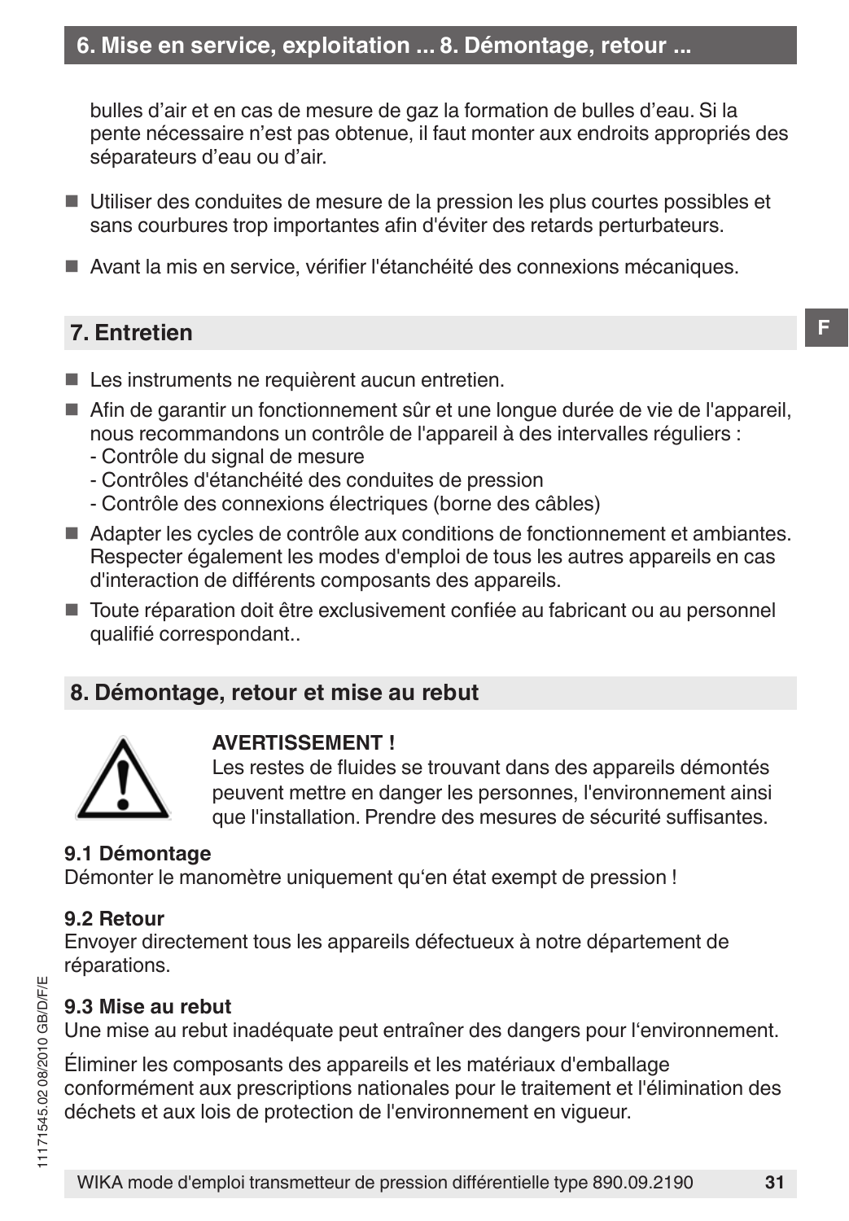bulles d'air et en cas de mesure de gaz la formation de bulles d'eau. Si la pente nécessaire n'est pas obtenue, il faut monter aux endroits appropriés des séparateurs d'eau ou d'air.

- Utiliser des conduites de mesure de la pression les plus courtes possibles et sans courbures trop importantes afin d'éviter des retards perturbateurs.
- Avant la mis en service, vérifier l'étanchéité des connexions mécaniques.

## 7. Entretien

- Les instruments ne requièrent aucun entretien.
- Afin de garantir un fonctionnement sûr et une longue durée de vie de l'appareil, nous recommandons un contrôle de l'appareil à des intervalles réguliers :
  - Contrôle du signal de mesure
  - Contrôles d'étanchéité des conduites de pression
  - Contrôle des connexions électriques (borne des câbles)
- Adapter les cycles de contrôle aux conditions de fonctionnement et ambiantes. Respecter également les modes d'emploi de tous les autres appareils en cas d'interaction de différents composants des appareils.
- Toute réparation doit être exclusivement confiée au fabricant ou au personnel qualifié correspondant..

## 8. Démontage, retour et mise au rebut

**AVERTISSEMENT !**
Les restes de fluides se trouvant dans des appareils démontés peuvent mettre en danger les personnes, l'environnement ainsi que l'installation. Prendre des mesures de sécurité suffisantes.

### 9.1 Démontage

Démonter le manomètre uniquement qu'en état exempt de pression !

### 9.2 Retour

Envoyer directement tous les appareils défectueux à notre département de réparations.

### 9.3 Mise au rebut

Une mise au rebut inadéquate peut entraîner des dangers pour l'environnement.

Éliminer les composants des appareils et les matériaux d'emballage conformément aux prescriptions nationales pour le traitement et l'élimination des déchets et aux lois de protection de l'environnement en vigueur.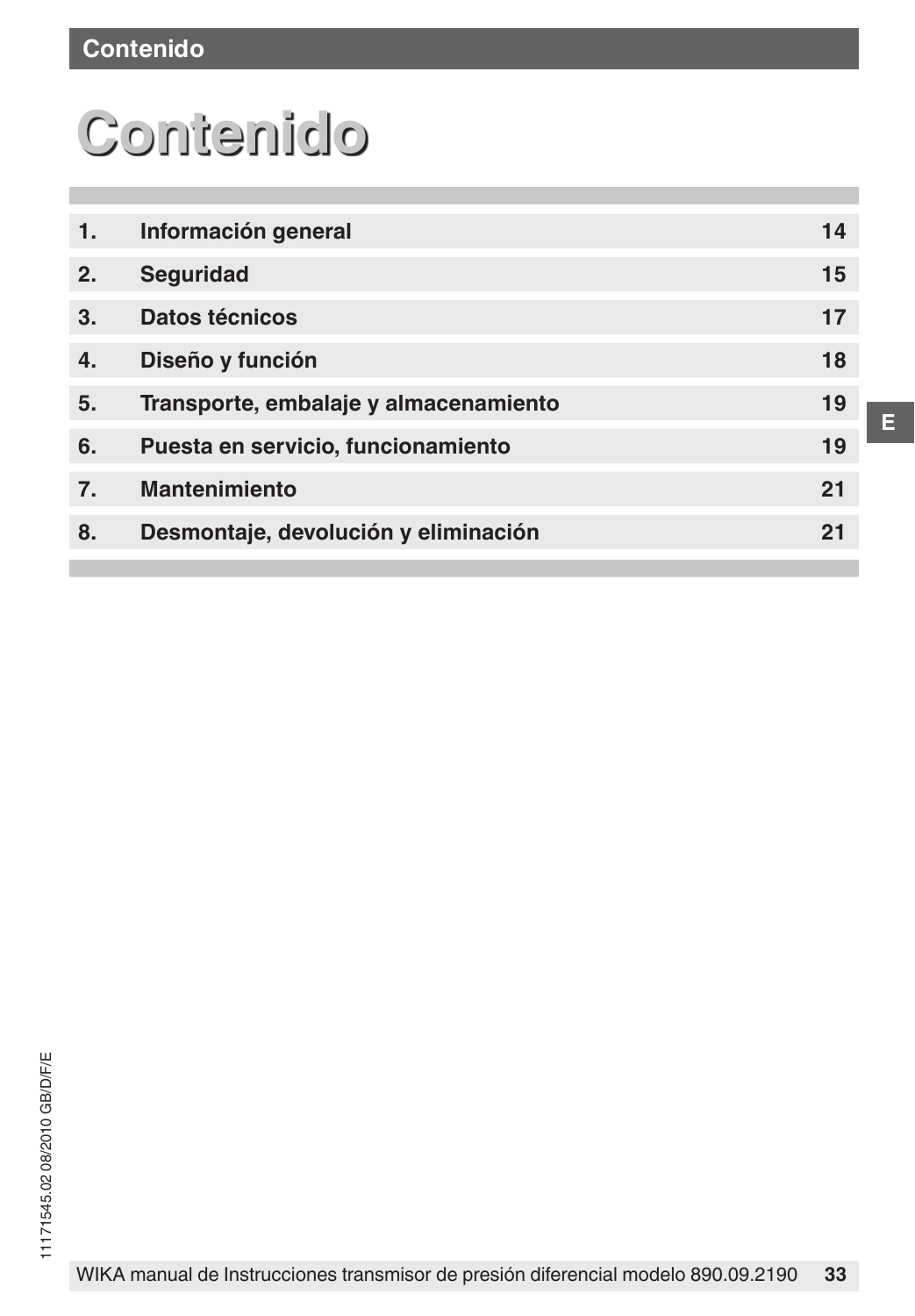# Contenido

| | | |
|---|---|---|
| 1. | Información general | 14 |
| 2. | Seguridad | 15 |
| 3. | Datos técnicos | 17 |
| 4. | Diseño y función | 18 |
| 5. | Transporte, embalaje y almacenamiento | 19 |
| 6. | Puesta en servicio, funcionamiento | 19 |
| 7. | Mantenimiento | 21 |
| 8. | Desmontaje, devolución y eliminación | 21 |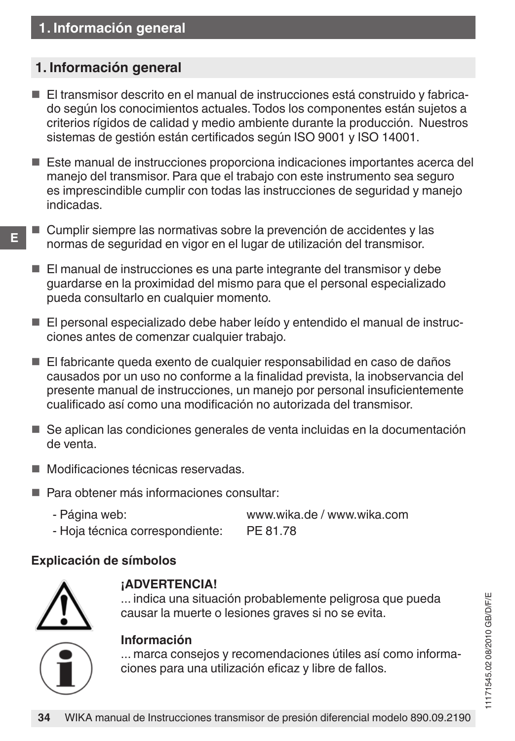## 1. Información general

- El transmisor descrito en el manual de instrucciones está construido y fabricado según los conocimientos actuales. Todos los componentes están sujetos a criterios rígidos de calidad y medio ambiente durante la producción. Nuestros sistemas de gestión están certificados según ISO 9001 y ISO 14001.
- Este manual de instrucciones proporciona indicaciones importantes acerca del manejo del transmisor. Para que el trabajo con este instrumento sea seguro es imprescindible cumplir con todas las instrucciones de seguridad y manejo indicadas.
- Cumplir siempre las normativas sobre la prevención de accidentes y las normas de seguridad en vigor en el lugar de utilización del transmisor.
- El manual de instrucciones es una parte integrante del transmisor y debe guardarse en la proximidad del mismo para que el personal especializado pueda consultarlo en cualquier momento.
- El personal especializado debe haber leído y entendido el manual de instrucciones antes de comenzar cualquier trabajo.
- El fabricante queda exento de cualquier responsabilidad en caso de daños causados por un uso no conforme a la finalidad prevista, la inobservancia del presente manual de instrucciones, un manejo por personal insuficientemente cualificado así como una modificación no autorizada del transmisor.
- Se aplican las condiciones generales de venta incluidas en la documentación de venta.
- Modificaciones técnicas reservadas.
- Para obtener más informaciones consultar:
  - Página web: www.wika.de / www.wika.com
  - Hoja técnica correspondiente: PE 81.78

### Explicación de símbolos

**¡ADVERTENCIA!**
... indica una situación probablemente peligrosa que pueda causar la muerte o lesiones graves si no se evita.

**Información**
... marca consejos y recomendaciones útiles así como informaciones para una utilización eficaz y libre de fallos.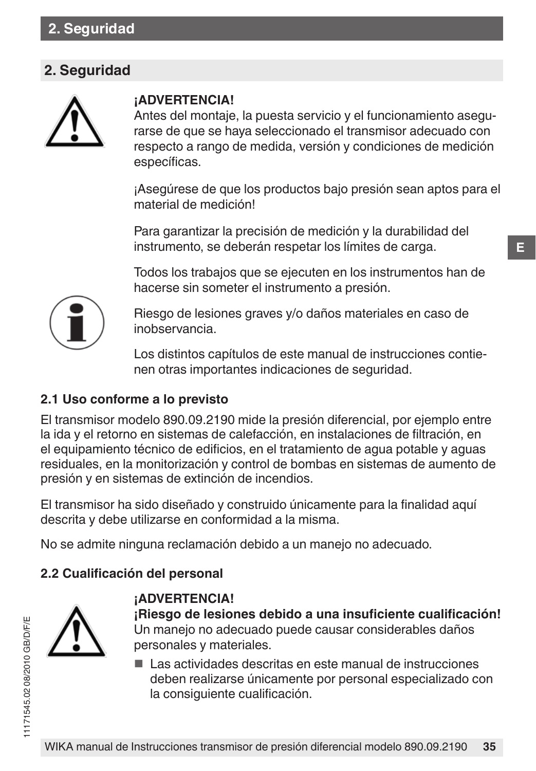## 2. Seguridad

**¡ADVERTENCIA!**
Antes del montaje, la puesta servicio y el funcionamiento asegurarse de que se haya seleccionado el transmisor adecuado con respecto a rango de medida, versión y condiciones de medición específicas.

¡Asegúrese de que los productos bajo presión sean aptos para el material de medición!

Para garantizar la precisión de medición y la durabilidad del instrumento, se deberán respetar los límites de carga.

Todos los trabajos que se ejecuten en los instrumentos han de hacerse sin someter el instrumento a presión.

Riesgo de lesiones graves y/o daños materiales en caso de inobservancia.

Los distintos capítulos de este manual de instrucciones contienen otras importantes indicaciones de seguridad.

### 2.1 Uso conforme a lo previsto

El transmisor modelo 890.09.2190 mide la presión diferencial, por ejemplo entre la ida y el retorno en sistemas de calefacción, en instalaciones de filtración, en el equipamiento técnico de edificios, en el tratamiento de agua potable y aguas residuales, en la monitorización y control de bombas en sistemas de aumento de presión y en sistemas de extinción de incendios.

El transmisor ha sido diseñado y construido únicamente para la finalidad aquí descrita y debe utilizarse en conformidad a la misma.

No se admite ninguna reclamación debido a un manejo no adecuado.

### 2.2 Cualificación del personal

**¡ADVERTENCIA!**
**¡Riesgo de lesiones debido a una insuficiente cualificación!**
Un manejo no adecuado puede causar considerables daños personales y materiales.

- Las actividades descritas en este manual de instrucciones deben realizarse únicamente por personal especializado con la consiguiente cualificación.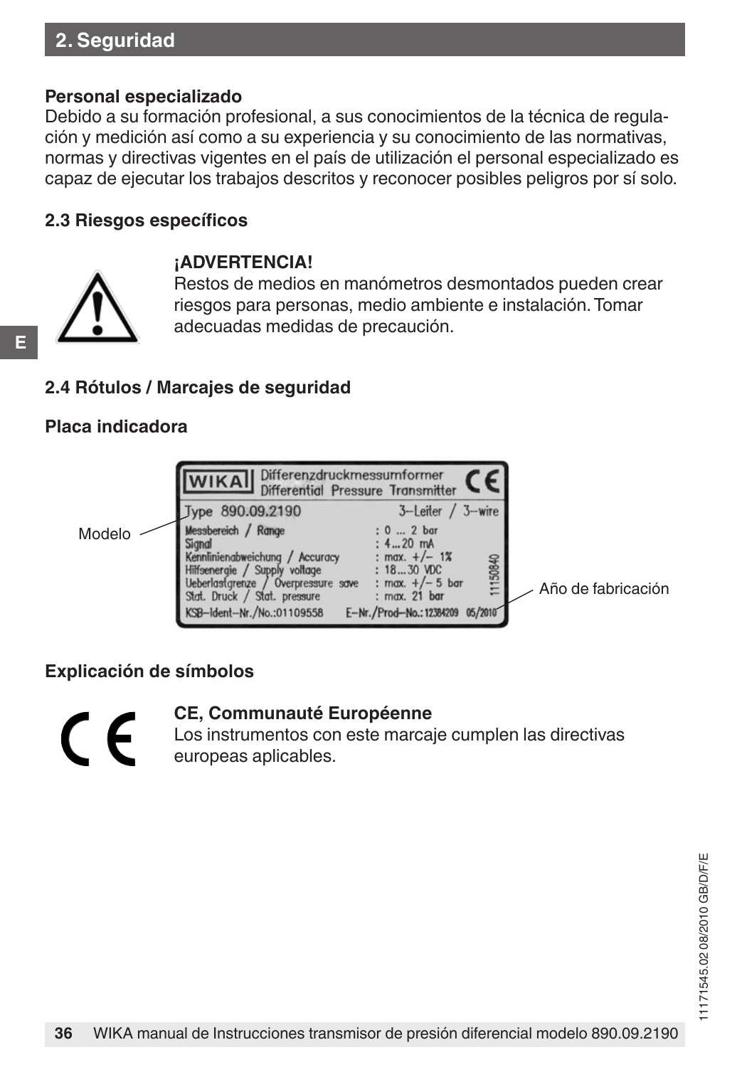## 2. Seguridad

**Personal especializado**
Debido a su formación profesional, a sus conocimientos de la técnica de regulación y medición así como a su experiencia y su conocimiento de las normativas, normas y directivas vigentes en el país de utilización el personal especializado es capaz de ejecutar los trabajos descritos y reconocer posibles peligros por sí solo.

### 2.3 Riesgos específicos

**¡ADVERTENCIA!**
Restos de medios en manómetros desmontados pueden crear riesgos para personas, medio ambiente e instalación. Tomar adecuadas medidas de precaución.

### 2.4 Rótulos / Marcajes de seguridad

**Placa indicadora**

Modelo

WIKA Differenzdruckmessumformer / Differential Pressure Transmitter CE
Type 890.09.2190 3-Leiter / 3-wire
Messbereich / Range : 0 ... 2 bar
Signal : 4...20 mA
Kennlinienabweichung / Accuracy : max. +/- 1%
Hilfsenergie / Supply voltage : 18...30 VDC
Ueberlastgrenze / Overpressure save : max. +/- 5 bar
Stat. Druck / Stat. pressure : max. 21 bar
KSB-Ident-Nr./No.:01109558 E-Nr./Prod-No.: 12384209 05/2010
11150840

Año de fabricación

**Explicación de símbolos**

**CE, Communauté Européenne**
Los instrumentos con este marcaje cumplen las directivas europeas aplicables.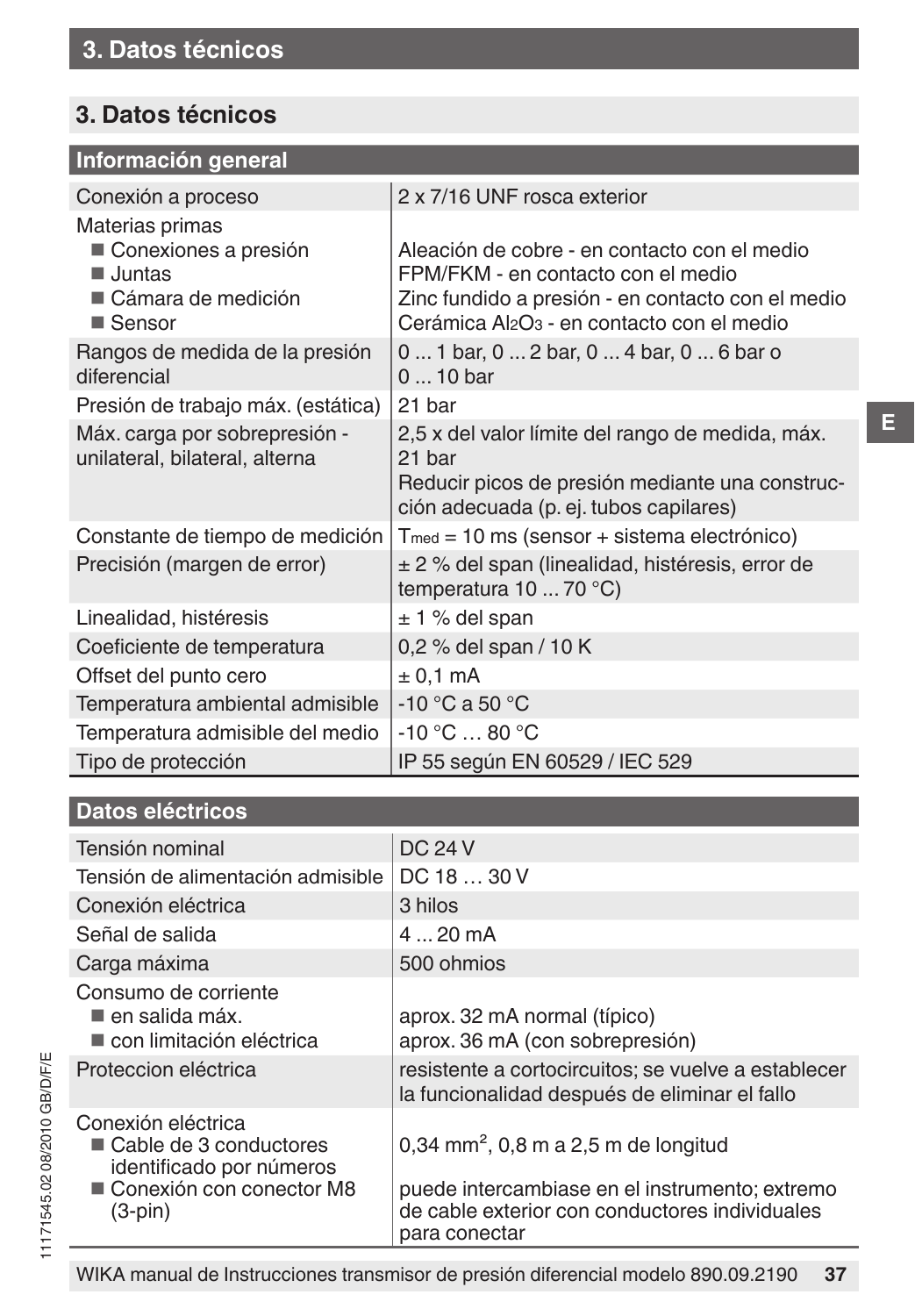## 3. Datos técnicos

| Información general | |
|---|---|
| Conexión a proceso | 2 x 7/16 UNF rosca exterior |
| Materias primas<br>■ Conexiones a presión<br>■ Juntas<br>■ Cámara de medición<br>■ Sensor | <br>Aleación de cobre - en contacto con el medio<br>FPM/FKM - en contacto con el medio<br>Zinc fundido a presión - en contacto con el medio<br>Cerámica $Al_2O_3$ - en contacto con el medio |
| Rangos de medida de la presión diferencial | 0 ... 1 bar, 0 ... 2 bar, 0 ... 4 bar, 0 ... 6 bar o 0 ... 10 bar |
| Presión de trabajo máx. (estática) | 21 bar |
| Máx. carga por sobrepresión - unilateral, bilateral, alterna | 2,5 x del valor límite del rango de medida, máx. 21 bar<br>Reducir picos de presión mediante una construcción adecuada (p. ej. tubos capilares) |
| Constante de tiempo de medición | $T_{med}$ = 10 ms (sensor + sistema electrónico) |
| Precisión (margen de error) | ± 2 % del span (linealidad, histéresis, error de temperatura 10 ... 70 °C) |
| Linealidad, histéresis | ± 1 % del span |
| Coeficiente de temperatura | 0,2 % del span / 10 K |
| Offset del punto cero | ± 0,1 mA |
| Temperatura ambiental admisible | -10 °C a 50 °C |
| Temperatura admisible del medio | -10 °C … 80 °C |
| Tipo de protección | IP 55 según EN 60529 / IEC 529 |

| Datos eléctricos | |
|---|---|
| Tensión nominal | DC 24 V |
| Tensión de alimentación admisible | DC 18 … 30 V |
| Conexión eléctrica | 3 hilos |
| Señal de salida | 4 ... 20 mA |
| Carga máxima | 500 ohmios |
| Consumo de corriente<br>■ en salida máx.<br>■ con limitación eléctrica | <br>aprox. 32 mA normal (típico)<br>aprox. 36 mA (con sobrepresión) |
| Proteccion eléctrica | resistente a cortocircuitos; se vuelve a establecer la funcionalidad después de eliminar el fallo |
| Conexión eléctrica<br>■ Cable de 3 conductores identificado por números<br>■ Conexión con conector M8 (3-pin) | <br>0,34 mm², 0,8 m a 2,5 m de longitud<br>puede intercambiase en el instrumento; extremo de cable exterior con conductores individuales para conectar |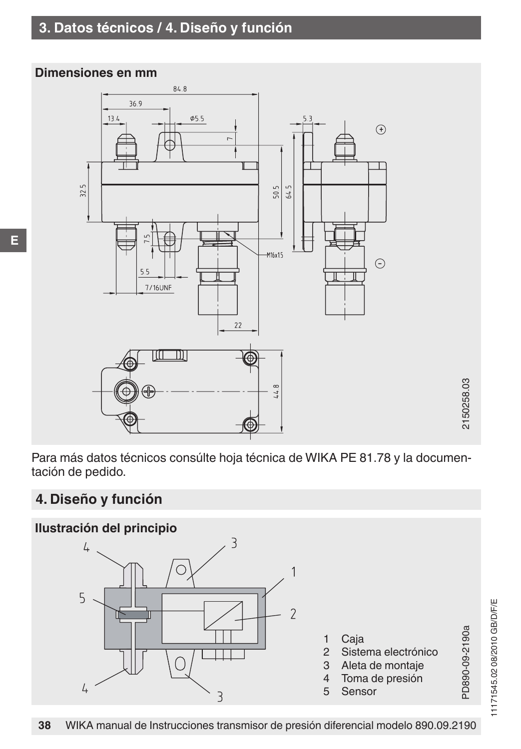# 3. Datos técnicos / 4. Diseño y función

**Dimensiones en mm**

2150258.03

Para más datos técnicos consúlte hoja técnica de WIKA PE 81.78 y la documentación de pedido.

## 4. Diseño y función

**Ilustración del principio**

1 Caja
2 Sistema electrónico
3 Aleta de montaje
4 Toma de presión
5 Sensor

PD890-09-2190a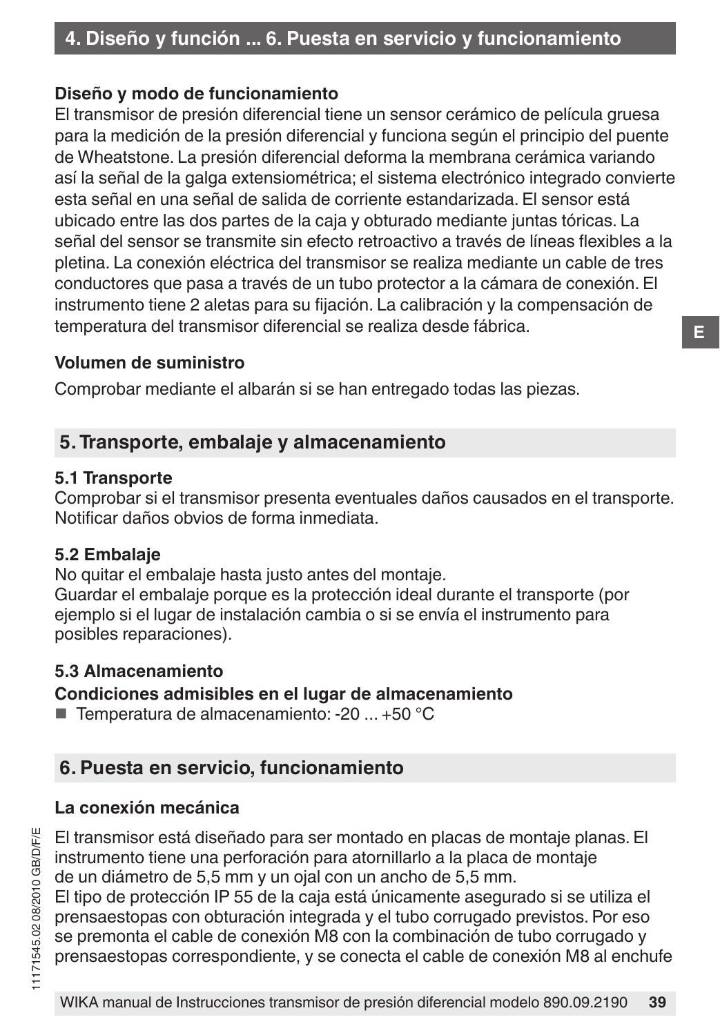**Diseño y modo de funcionamiento**

El transmisor de presión diferencial tiene un sensor cerámico de película gruesa para la medición de la presión diferencial y funciona según el principio del puente de Wheatstone. La presión diferencial deforma la membrana cerámica variando así la señal de la galga extensiométrica; el sistema electrónico integrado convierte esta señal en una señal de salida de corriente estandarizada. El sensor está ubicado entre las dos partes de la caja y obturado mediante juntas tóricas. La señal del sensor se transmite sin efecto retroactivo a través de líneas flexibles a la pletina. La conexión eléctrica del transmisor se realiza mediante un cable de tres conductores que pasa a través de un tubo protector a la cámara de conexión. El instrumento tiene 2 aletas para su fijación. La calibración y la compensación de temperatura del transmisor diferencial se realiza desde fábrica.

**Volumen de suministro**

Comprobar mediante el albarán si se han entregado todas las piezas.

## 5. Transporte, embalaje y almacenamiento

### 5.1 Transporte

Comprobar si el transmisor presenta eventuales daños causados en el transporte. Notificar daños obvios de forma inmediata.

### 5.2 Embalaje

No quitar el embalaje hasta justo antes del montaje.
Guardar el embalaje porque es la protección ideal durante el transporte (por ejemplo si el lugar de instalación cambia o si se envía el instrumento para posibles reparaciones).

### 5.3 Almacenamiento

**Condiciones admisibles en el lugar de almacenamiento**

- Temperatura de almacenamiento: -20 ... +50 °C

## 6. Puesta en servicio, funcionamiento

**La conexión mecánica**

El transmisor está diseñado para ser montado en placas de montaje planas. El instrumento tiene una perforación para atornillarlo a la placa de montaje de un diámetro de 5,5 mm y un ojal con un ancho de 5,5 mm.
El tipo de protección IP 55 de la caja está únicamente asegurado si se utiliza el prensaestopas con obturación integrada y el tubo corrugado previstos. Por eso se premonta el cable de conexión M8 con la combinación de tubo corrugado y prensaestopas correspondiente, y se conecta el cable de conexión M8 al enchufe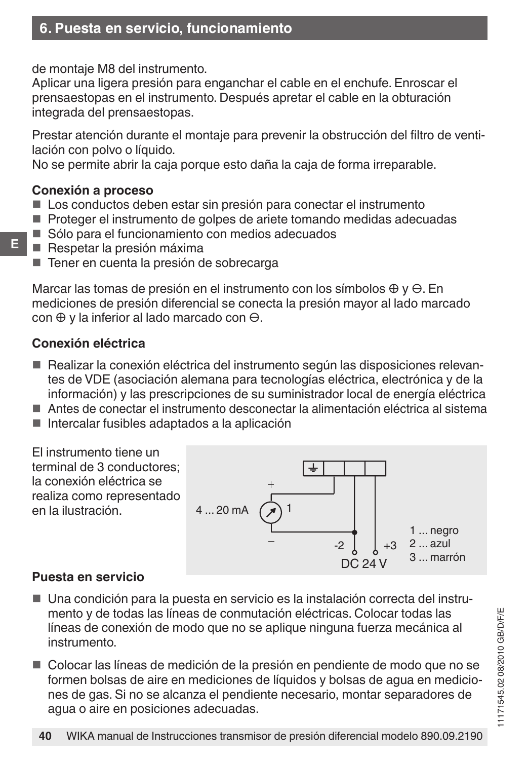de montaje M8 del instrumento.
Aplicar una ligera presión para enganchar el cable en el enchufe. Enroscar el prensaestopas en el instrumento. Después apretar el cable en la obturación integrada del prensaestopas.

Prestar atención durante el montaje para prevenir la obstrucción del filtro de ventilación con polvo o líquido.
No se permite abrir la caja porque esto daña la caja de forma irreparable.

**Conexión a proceso**

- Los conductos deben estar sin presión para conectar el instrumento
- Proteger el instrumento de golpes de ariete tomando medidas adecuadas
- Sólo para el funcionamiento con medios adecuados
- Respetar la presión máxima
- Tener en cuenta la presión de sobrecarga

Marcar las tomas de presión en el instrumento con los símbolos ⊕ y ⊖. En mediciones de presión diferencial se conecta la presión mayor al lado marcado con ⊕ y la inferior al lado marcado con ⊖.

**Conexión eléctrica**

- Realizar la conexión eléctrica del instrumento según las disposiciones relevantes de VDE (asociación alemana para tecnologías eléctrica, electrónica y de la información) y las prescripciones de su suministrador local de energía eléctrica
- Antes de conectar el instrumento desconectar la alimentación eléctrica al sistema
- Intercalar fusibles adaptados a la aplicación

El instrumento tiene un terminal de 3 conductores; la conexión eléctrica se realiza como representado en la ilustración.

4 ... 20 mA

-2 +3
DC 24 V

1 ... negro
2 ... azul
3 ... marrón

**Puesta en servicio**

- Una condición para la puesta en servicio es la instalación correcta del instrumento y de todas las líneas de conmutación eléctricas. Colocar todas las líneas de conexión de modo que no se aplique ninguna fuerza mecánica al instrumento.

- Colocar las líneas de medición de la presión en pendiente de modo que no se formen bolsas de aire en mediciones de líquidos y bolsas de agua en mediciones de gas. Si no se alcanza el pendiente necesario, montar separadores de agua o aire en posiciones adecuadas.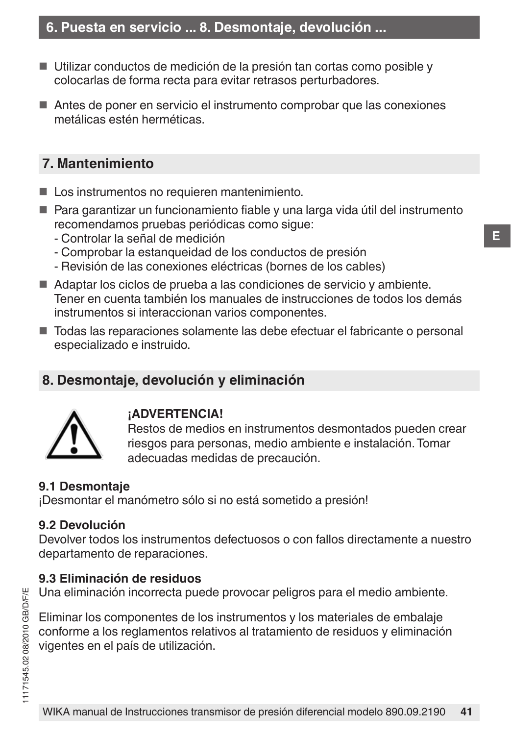- Utilizar conductos de medición de la presión tan cortas como posible y colocarlas de forma recta para evitar retrasos perturbadores.
- Antes de poner en servicio el instrumento comprobar que las conexiones metálicas estén herméticas.

## 7. Mantenimiento

- Los instrumentos no requieren mantenimiento.
- Para garantizar un funcionamiento fiable y una larga vida útil del instrumento recomendamos pruebas periódicas como sigue:
  - Controlar la señal de medición
  - Comprobar la estanqueidad de los conductos de presión
  - Revisión de las conexiones eléctricas (bornes de los cables)
- Adaptar los ciclos de prueba a las condiciones de servicio y ambiente. Tener en cuenta también los manuales de instrucciones de todos los demás instrumentos si interaccionan varios componentes.
- Todas las reparaciones solamente las debe efectuar el fabricante o personal especializado e instruido.

## 8. Desmontaje, devolución y eliminación

**¡ADVERTENCIA!**
Restos de medios en instrumentos desmontados pueden crear riesgos para personas, medio ambiente e instalación. Tomar adecuadas medidas de precaución.

### 9.1 Desmontaje

¡Desmontar el manómetro sólo si no está sometido a presión!

### 9.2 Devolución

Devolver todos los instrumentos defectuosos o con fallos directamente a nuestro departamento de reparaciones.

### 9.3 Eliminación de residuos

Una eliminación incorrecta puede provocar peligros para el medio ambiente.

Eliminar los componentes de los instrumentos y los materiales de embalaje conforme a los reglamentos relativos al tratamiento de residuos y eliminación vigentes en el país de utilización.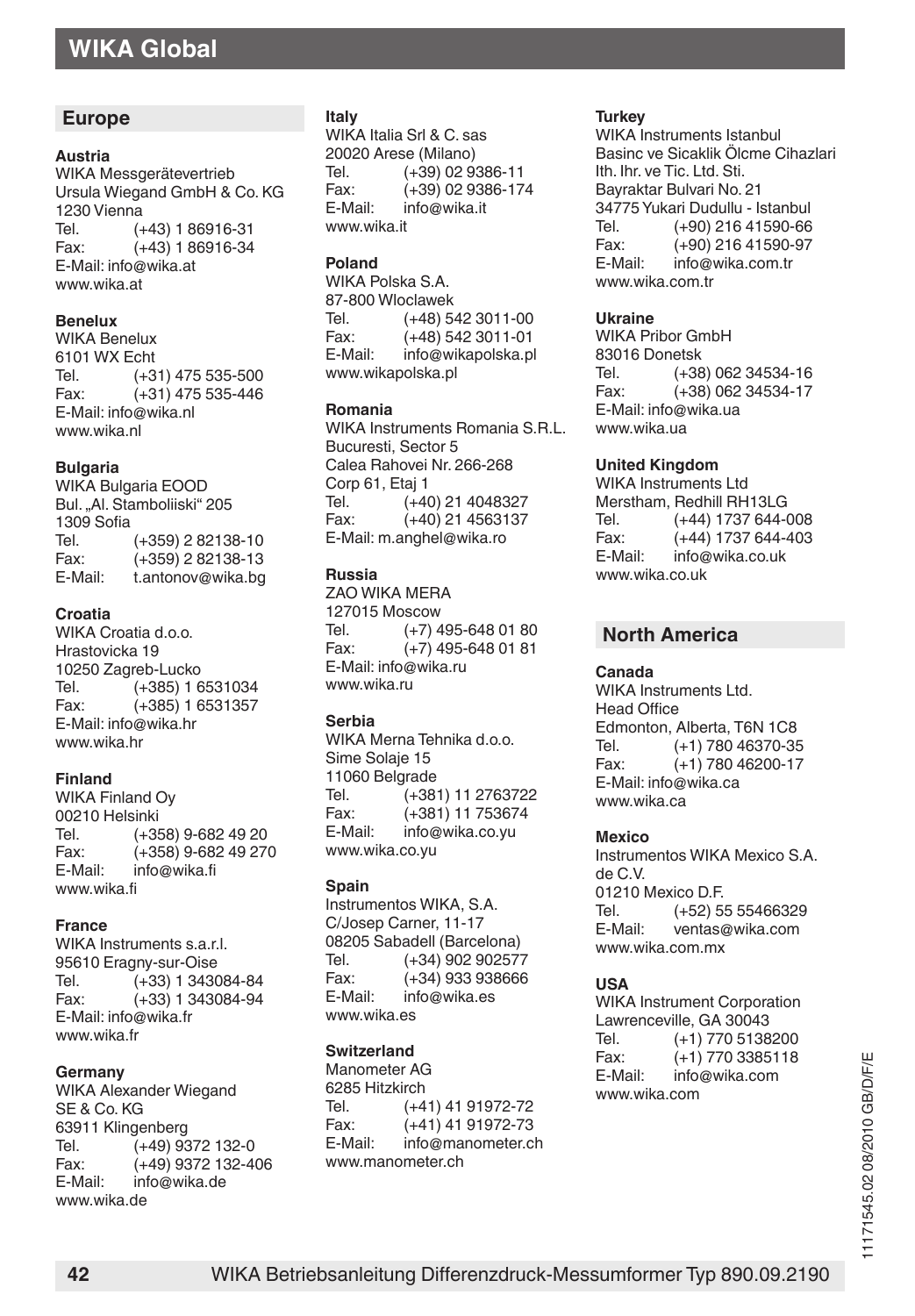# WIKA Global

## Europe

**Austria**
WIKA Messgerätevertrieb
Ursula Wiegand GmbH & Co. KG
1230 Vienna
Tel. (+43) 1 86916-31
Fax: (+43) 1 86916-34
E-Mail: info@wika.at
www.wika.at

**Benelux**
WIKA Benelux
6101 WX Echt
Tel. (+31) 475 535-500
Fax: (+31) 475 535-446
E-Mail: info@wika.nl
www.wika.nl

**Bulgaria**
WIKA Bulgaria EOOD
Bul. „Al. Stamboliiski“ 205
1309 Sofia
Tel. (+359) 2 82138-10
Fax: (+359) 2 82138-13
E-Mail: t.antonov@wika.bg

**Croatia**
WIKA Croatia d.o.o.
Hrastovicka 19
10250 Zagreb-Lucko
Tel. (+385) 1 6531034
Fax: (+385) 1 6531357
E-Mail: info@wika.hr
www.wika.hr

**Finland**
WIKA Finland Oy
00210 Helsinki
Tel. (+358) 9-682 49 20
Fax: (+358) 9-682 49 270
E-Mail: info@wika.fi
www.wika.fi

**France**
WIKA Instruments s.a.r.l.
95610 Eragny-sur-Oise
Tel. (+33) 1 343084-84
Fax: (+33) 1 343084-94
E-Mail: info@wika.fr
www.wika.fr

**Germany**
WIKA Alexander Wiegand
SE & Co. KG
63911 Klingenberg
Tel. (+49) 9372 132-0
Fax: (+49) 9372 132-406
E-Mail: info@wika.de
www.wika.de

**Italy**
WIKA Italia Srl & C. sas
20020 Arese (Milano)
Tel. (+39) 02 9386-11
Fax: (+39) 02 9386-174
E-Mail: info@wika.it
www.wika.it

**Poland**
WIKA Polska S.A.
87-800 Wloclawek
Tel. (+48) 542 3011-00
Fax: (+48) 542 3011-01
E-Mail: info@wikapolska.pl
www.wikapolska.pl

**Romania**
WIKA Instruments Romania S.R.L.
Bucuresti, Sector 5
Calea Rahovei Nr. 266-268
Corp 61, Etaj 1
Tel. (+40) 21 4048327
Fax: (+40) 21 4563137
E-Mail: m.anghel@wika.ro

**Russia**
ZAO WIKA MERA
127015 Moscow
Tel. (+7) 495-648 01 80
Fax: (+7) 495-648 01 81
E-Mail: info@wika.ru
www.wika.ru

**Serbia**
WIKA Merna Tehnika d.o.o.
Sime Solaje 15
11060 Belgrade
Tel. (+381) 11 2763722
Fax: (+381) 11 753674
E-Mail: info@wika.co.yu
www.wika.co.yu

**Spain**
Instrumentos WIKA, S.A.
C/Josep Carner, 11-17
08205 Sabadell (Barcelona)
Tel. (+34) 902 902577
Fax: (+34) 933 938666
E-Mail: info@wika.es
www.wika.es

**Switzerland**
Manometer AG
6285 Hitzkirch
Tel. (+41) 41 91972-72
Fax: (+41) 41 91972-73
E-Mail: info@manometer.ch
www.manometer.ch

**Turkey**
WIKA Instruments Istanbul
Basinc ve Sicaklik Ölcme Cihazlari
Ith. Ihr. ve Tic. Ltd. Sti.
Bayraktar Bulvari No. 21
34775 Yukari Dudullu - Istanbul
Tel. (+90) 216 41590-66
Fax: (+90) 216 41590-97
E-Mail: info@wika.com.tr
www.wika.com.tr

**Ukraine**
WIKA Pribor GmbH
83016 Donetsk
Tel. (+38) 062 34534-16
Fax: (+38) 062 34534-17
E-Mail: info@wika.ua
www.wika.ua

**United Kingdom**
WIKA Instruments Ltd
Merstham, Redhill RH13LG
Tel. (+44) 1737 644-008
Fax: (+44) 1737 644-403
E-Mail: info@wika.co.uk
www.wika.co.uk

## North America

**Canada**
WIKA Instruments Ltd.
Head Office
Edmonton, Alberta, T6N 1C8
Tel. (+1) 780 46370-35
Fax: (+1) 780 46200-17
E-Mail: info@wika.ca
www.wika.ca

**Mexico**
Instrumentos WIKA Mexico S.A. de C.V.
01210 Mexico D.F.
Tel. (+52) 55 55466329
E-Mail: ventas@wika.com
www.wika.com.mx

**USA**
WIKA Instrument Corporation
Lawrenceville, GA 30043
Tel. (+1) 770 5138200
Fax: (+1) 770 3385118
E-Mail: info@wika.com
www.wika.com

11171545.02 08/2010 GB/D/F/E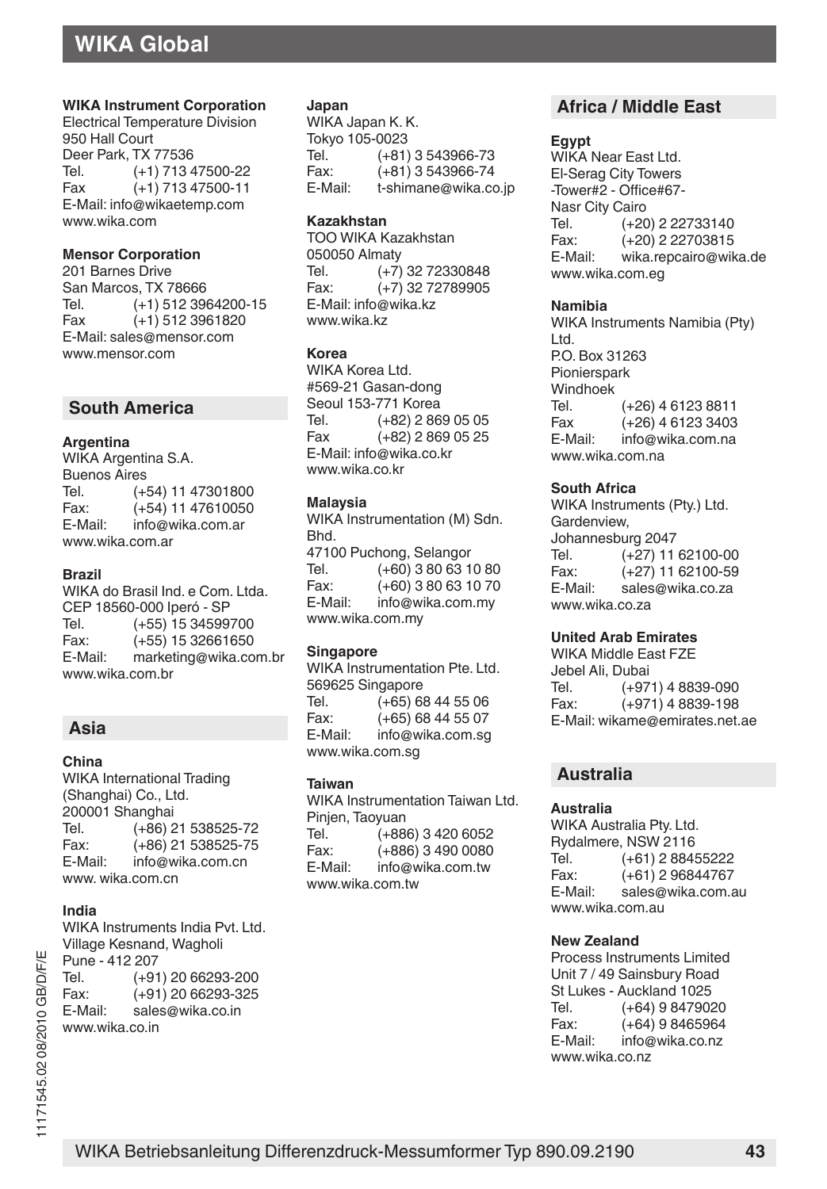# WIKA Global

**WIKA Instrument Corporation**
Electrical Temperature Division
950 Hall Court
Deer Park, TX 77536
Tel. (+1) 713 47500-22
Fax (+1) 713 47500-11
E-Mail: info@wikaetemp.com
www.wika.com

**Mensor Corporation**
201 Barnes Drive
San Marcos, TX 78666
Tel. (+1) 512 3964200-15
Fax (+1) 512 3961820
E-Mail: sales@mensor.com
www.mensor.com

## South America

**Argentina**
WIKA Argentina S.A.
Buenos Aires
Tel. (+54) 11 47301800
Fax: (+54) 11 47610050
E-Mail: info@wika.com.ar
www.wika.com.ar

**Brazil**
WIKA do Brasil Ind. e Com. Ltda.
CEP 18560-000 Iperó - SP
Tel. (+55) 15 34599700
Fax: (+55) 15 32661650
E-Mail: marketing@wika.com.br
www.wika.com.br

## Asia

**China**
WIKA International Trading
(Shanghai) Co., Ltd.
200001 Shanghai
Tel. (+86) 21 538525-72
Fax: (+86) 21 538525-75
E-Mail: info@wika.com.cn
www. wika.com.cn

**India**
WIKA Instruments India Pvt. Ltd.
Village Kesnand, Wagholi
Pune - 412 207
Tel. (+91) 20 66293-200
Fax: (+91) 20 66293-325
E-Mail: sales@wika.co.in
www.wika.co.in

**Japan**
WIKA Japan K. K.
Tokyo 105-0023
Tel. (+81) 3 543966-73
Fax: (+81) 3 543966-74
E-Mail: t-shimane@wika.co.jp

**Kazakhstan**
TOO WIKA Kazakhstan
050050 Almaty
Tel. (+7) 32 72330848
Fax: (+7) 32 72789905
E-Mail: info@wika.kz
www.wika.kz

**Korea**
WIKA Korea Ltd.
#569-21 Gasan-dong
Seoul 153-771 Korea
Tel. (+82) 2 869 05 05
Fax (+82) 2 869 05 25
E-Mail: info@wika.co.kr
www.wika.co.kr

**Malaysia**
WIKA Instrumentation (M) Sdn. Bhd.
47100 Puchong, Selangor
Tel. (+60) 3 80 63 10 80
Fax: (+60) 3 80 63 10 70
E-Mail: info@wika.com.my
www.wika.com.my

**Singapore**
WIKA Instrumentation Pte. Ltd.
569625 Singapore
Tel. (+65) 68 44 55 06
Fax: (+65) 68 44 55 07
E-Mail: info@wika.com.sg
www.wika.com.sg

**Taiwan**
WIKA Instrumentation Taiwan Ltd.
Pinjen, Taoyuan
Tel. (+886) 3 420 6052
Fax: (+886) 3 490 0080
E-Mail: info@wika.com.tw
www.wika.com.tw

## Africa / Middle East

**Egypt**
WIKA Near East Ltd.
El-Serag City Towers
-Tower#2 - Office#67-
Nasr City Cairo
Tel. (+20) 2 22733140
Fax: (+20) 2 22703815
E-Mail: wika.repcairo@wika.de
www.wika.com.eg

**Namibia**
WIKA Instruments Namibia (Pty) Ltd.
P.O. Box 31263
Pionierspark
Windhoek
Tel. (+26) 4 6123 8811
Fax (+26) 4 6123 3403
E-Mail: info@wika.com.na
www.wika.com.na

**South Africa**
WIKA Instruments (Pty.) Ltd.
Gardenview,
Johannesburg 2047
Tel. (+27) 11 62100-00
Fax: (+27) 11 62100-59
E-Mail: sales@wika.co.za
www.wika.co.za

**United Arab Emirates**
WIKA Middle East FZE
Jebel Ali, Dubai
Tel. (+971) 4 8839-090
Fax: (+971) 4 8839-198
E-Mail: wikame@emirates.net.ae

## Australia

**Australia**
WIKA Australia Pty. Ltd.
Rydalmere, NSW 2116
Tel. (+61) 2 88455222
Fax: (+61) 2 96844767
E-Mail: sales@wika.com.au
www.wika.com.au

**New Zealand**
Process Instruments Limited
Unit 7 / 49 Sainsbury Road
St Lukes - Auckland 1025
Tel. (+64) 9 8479020
Fax: (+64) 9 8465964
E-Mail: info@wika.co.nz
www.wika.co.nz

11171545.02 08/2010 GB/D/F/E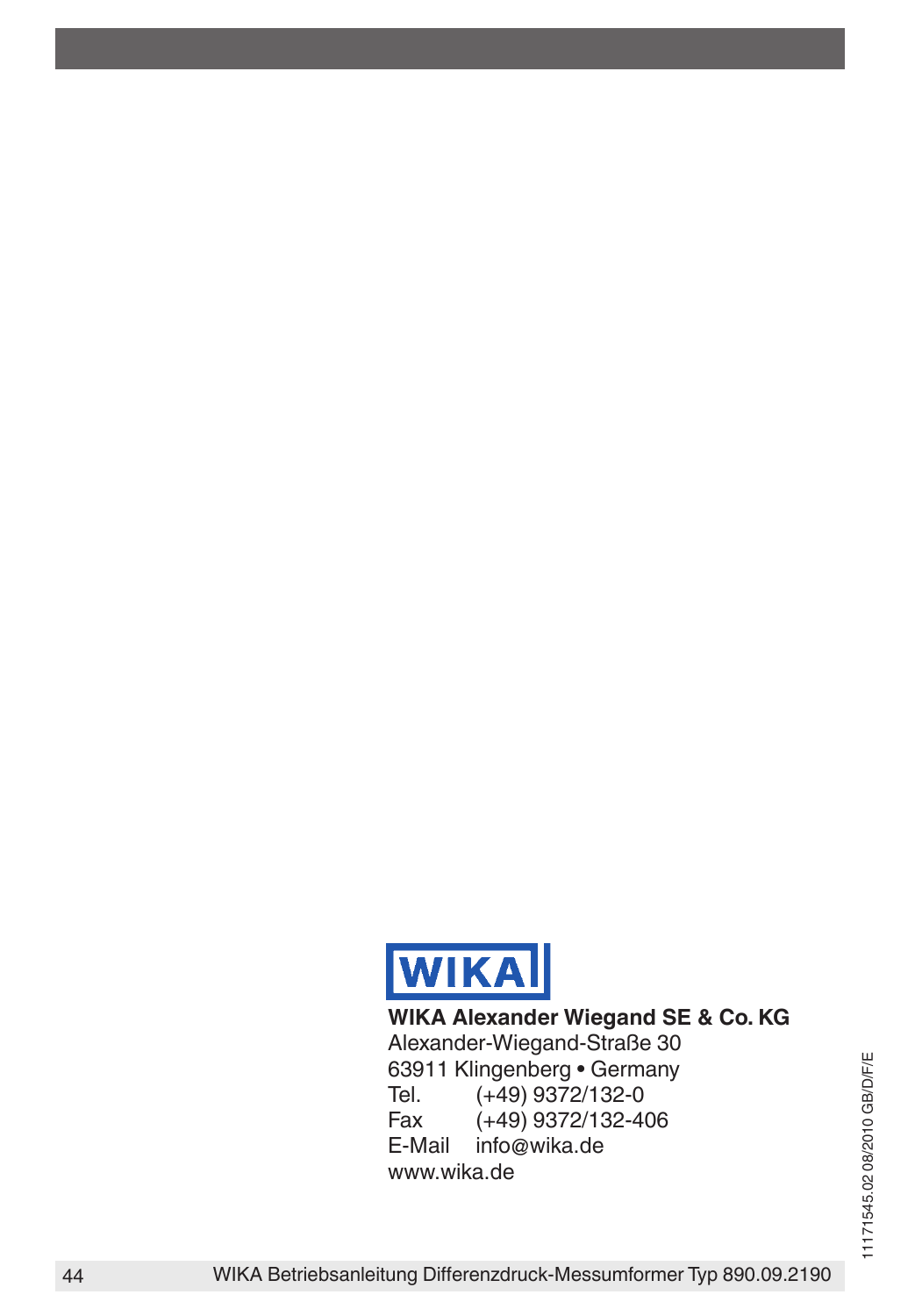**WIKA Alexander Wiegand SE & Co. KG**
Alexander-Wiegand-Straße 30
63911 Klingenberg • Germany
Tel. (+49) 9372/132-0
Fax (+49) 9372/132-406
E-Mail info@wika.de
www.wika.de

11171545.02 08/2010 GB/D/F/E